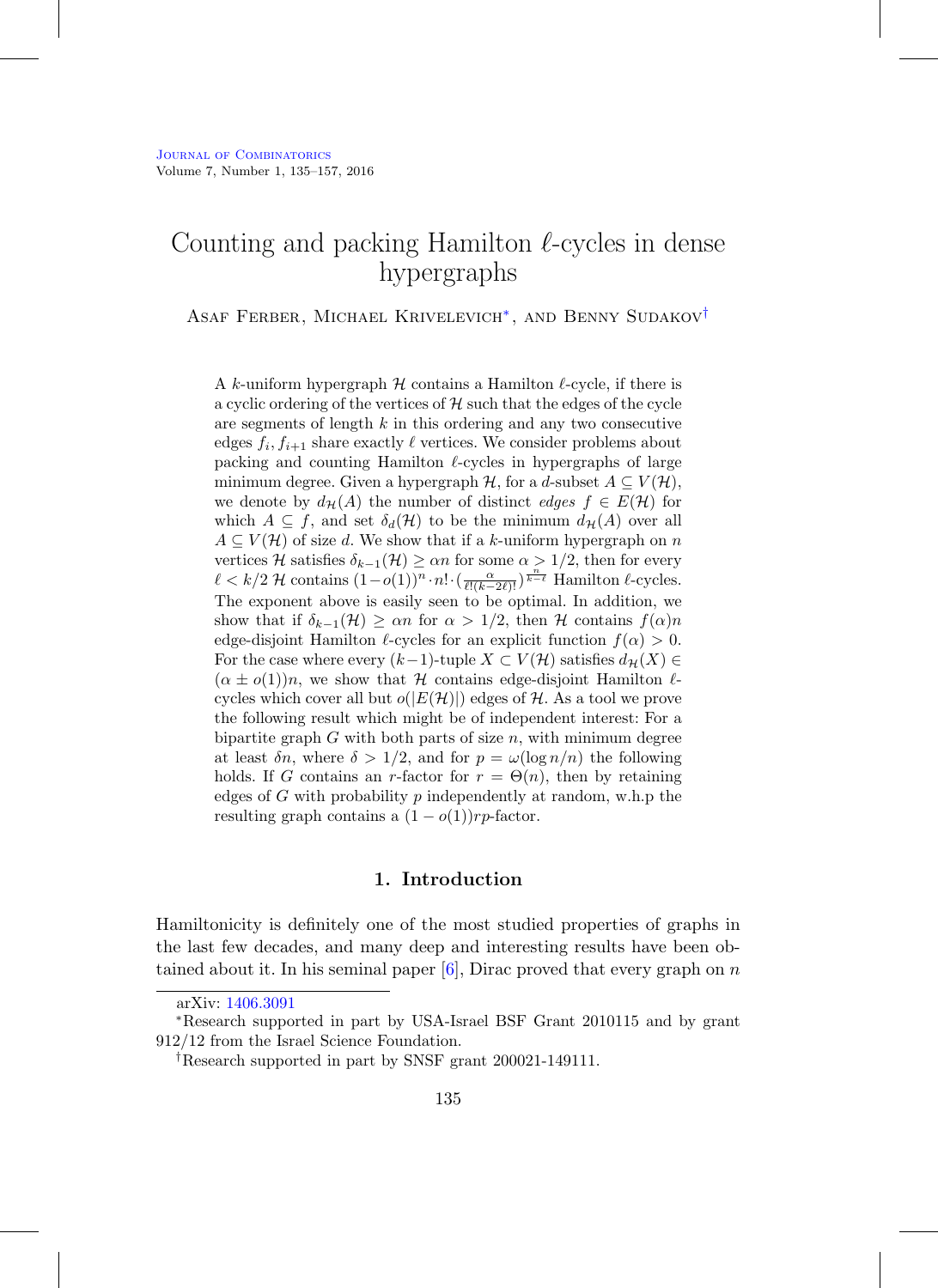# Counting and packing Hamilton $\ell$-cycles in dense hypergraphs

Asaf Ferber, Michael Krivelevich*, and Benny Sudakov†

A $k$-uniform hypergraph $\mathcal{H}$ contains a Hamilton $\ell$-cycle, if there is a cyclic ordering of the vertices of $\mathcal{H}$ such that the edges of the cycle are segments of length $k$ in this ordering and any two consecutive edges $f_i, f_{i+1}$ share exactly $\ell$ vertices. We consider problems about packing and counting Hamilton $\ell$-cycles in hypergraphs of large minimum degree. Given a hypergraph $\mathcal{H}$, for a $d$-subset $A \subseteq V(\mathcal{H})$, we denote by $d_{\mathcal{H}}(A)$ the number of distinct *edges* $f \in E(\mathcal{H})$ for which $A \subseteq f$, and set $\delta_d(\mathcal{H})$ to be the minimum $d_{\mathcal{H}}(A)$ over all $A \subseteq V(\mathcal{H})$ of size $d$. We show that if a $k$-uniform hypergraph on $n$ vertices $\mathcal{H}$ satisfies $\delta_{k-1}(\mathcal{H}) \geq \alpha n$ for some $\alpha > 1/2$, then for every $\ell < k/2$ $\mathcal{H}$ contains $(1-o(1))^n \cdot n! \cdot (\frac{\alpha}{\ell!(k-2\ell)!})^{\frac{n}{k-\ell}}$ Hamilton $\ell$-cycles. The exponent above is easily seen to be optimal. In addition, we show that if $\delta_{k-1}(\mathcal{H}) \geq \alpha n$ for $\alpha > 1/2$, then $\mathcal{H}$ contains $f(\alpha)n$ edge-disjoint Hamilton $\ell$-cycles for an explicit function $f(\alpha) > 0$. For the case where every $(k-1)$-tuple $X \subset V(\mathcal{H})$ satisfies $d_{\mathcal{H}}(X) \in (\alpha \pm o(1))n$, we show that $\mathcal{H}$ contains edge-disjoint Hamilton $\ell$-cycles which cover all but $o(|E(\mathcal{H})|)$ edges of $\mathcal{H}$. As a tool we prove the following result which might be of independent interest: For a bipartite graph $G$ with both parts of size $n$, with minimum degree at least $\delta n$, where $\delta > 1/2$, and for $p = \omega(\log n/n)$ the following holds. If $G$ contains an $r$-factor for $r = \Theta(n)$, then by retaining edges of $G$ with probability $p$ independently at random, w.h.p the resulting graph contains a $(1-o(1))rp$-factor.

## 1. Introduction

Hamiltonicity is definitely one of the most studied properties of graphs in the last few decades, and many deep and interesting results have been obtained about it. In his seminal paper [6], Dirac proved that every graph on $n$

---

arXiv: 1406.3091

*Research supported in part by USA-Israel BSF Grant 2010115 and by grant 912/12 from the Israel Science Foundation.

†Research supported in part by SNSF grant 200021-149111.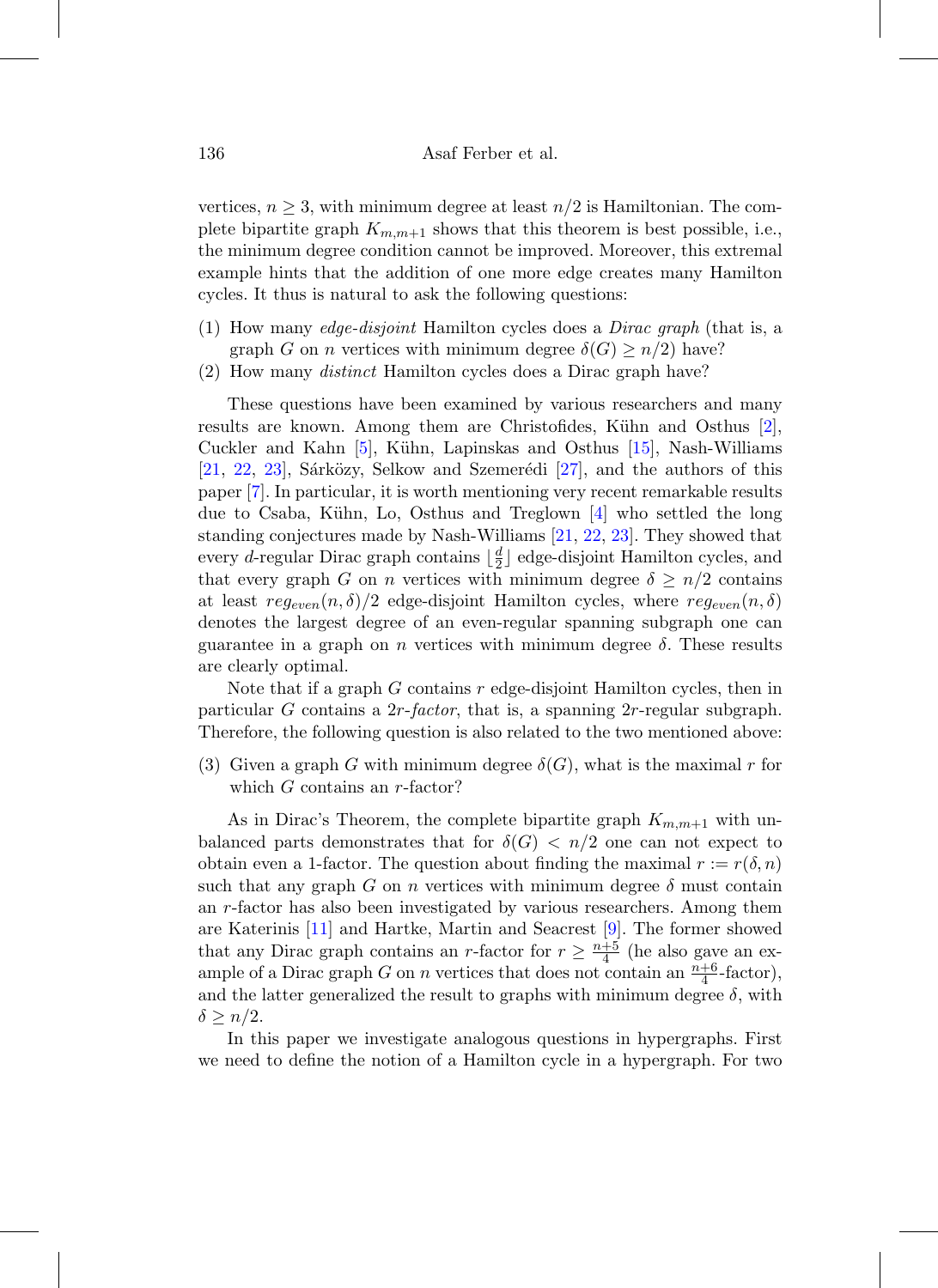vertices, $n \geq 3$, with minimum degree at least $n/2$ is Hamiltonian. The complete bipartite graph $K_{m,m+1}$ shows that this theorem is best possible, i.e., the minimum degree condition cannot be improved. Moreover, this extremal example hints that the addition of one more edge creates many Hamilton cycles. It thus is natural to ask the following questions:

(1) How many *edge-disjoint* Hamilton cycles does a *Dirac graph* (that is, a graph $G$ on $n$ vertices with minimum degree $\delta(G) \geq n/2$) have?
(2) How many *distinct* Hamilton cycles does a Dirac graph have?

These questions have been examined by various researchers and many results are known. Among them are Christofides, Kühn and Osthus [2], Cuckler and Kahn [5], Kühn, Lapinskas and Osthus [15], Nash-Williams [21, 22, 23], Sárközy, Selkow and Szemerédi [27], and the authors of this paper [7]. In particular, it is worth mentioning very recent remarkable results due to Csaba, Kühn, Lo, Osthus and Treglown [4] who settled the long standing conjectures made by Nash-Williams [21, 22, 23]. They showed that every $d$-regular Dirac graph contains $\lfloor \frac{d}{2} \rfloor$ edge-disjoint Hamilton cycles, and that every graph $G$ on $n$ vertices with minimum degree $\delta \geq n/2$ contains at least $reg_{even}(n, \delta)/2$ edge-disjoint Hamilton cycles, where $reg_{even}(n, \delta)$ denotes the largest degree of an even-regular spanning subgraph one can guarantee in a graph on $n$ vertices with minimum degree $\delta$. These results are clearly optimal.

Note that if a graph $G$ contains $r$ edge-disjoint Hamilton cycles, then in particular $G$ contains a $2r$-*factor*, that is, a spanning $2r$-regular subgraph. Therefore, the following question is also related to the two mentioned above:

(3) Given a graph $G$ with minimum degree $\delta(G)$, what is the maximal $r$ for which $G$ contains an $r$-factor?

As in Dirac's Theorem, the complete bipartite graph $K_{m,m+1}$ with unbalanced parts demonstrates that for $\delta(G) < n/2$ one can not expect to obtain even a 1-factor. The question about finding the maximal $r := r(\delta, n)$ such that any graph $G$ on $n$ vertices with minimum degree $\delta$ must contain an $r$-factor has also been investigated by various researchers. Among them are Katerinis [11] and Hartke, Martin and Seacrest [9]. The former showed that any Dirac graph contains an $r$-factor for $r \geq \frac{n+5}{4}$ (he also gave an example of a Dirac graph $G$ on $n$ vertices that does not contain an $\frac{n+6}{4}$-factor), and the latter generalized the result to graphs with minimum degree $\delta$, with $\delta \geq n/2$.

In this paper we investigate analogous questions in hypergraphs. First we need to define the notion of a Hamilton cycle in a hypergraph. For two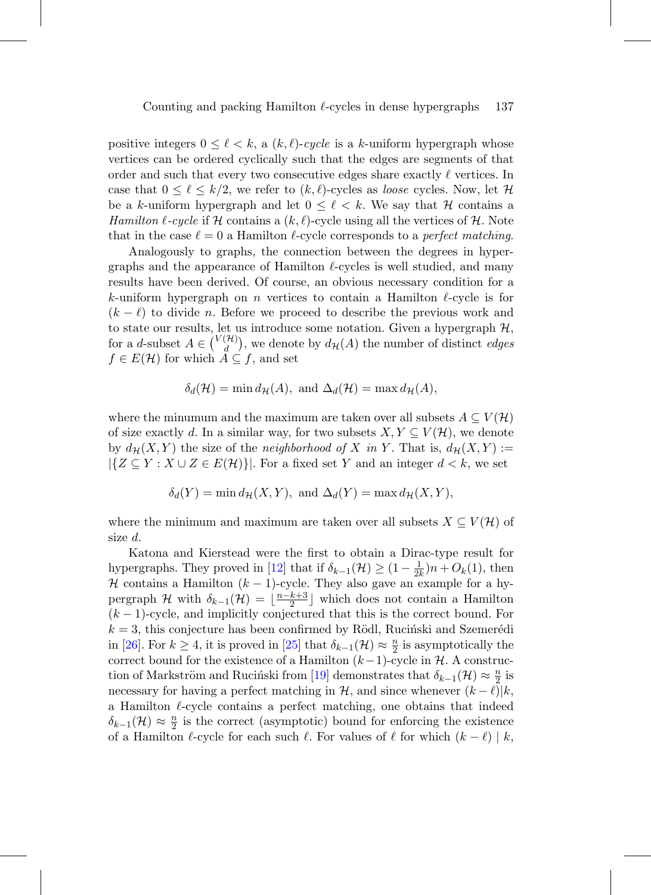positive integers $0 \leq \ell < k$, a *$(k,\ell)$-cycle* is a $k$-uniform hypergraph whose vertices can be ordered cyclically such that the edges are segments of that order and such that every two consecutive edges share exactly $\ell$ vertices. In case that $0 \leq \ell \leq k/2$, we refer to $(k,\ell)$-cycles as *loose* cycles. Now, let $\mathcal{H}$ be a $k$-uniform hypergraph and let $0 \leq \ell < k$. We say that $\mathcal{H}$ contains a *Hamilton $\ell$-cycle* if $\mathcal{H}$ contains a $(k,\ell)$-cycle using all the vertices of $\mathcal{H}$. Note that in the case $\ell = 0$ a Hamilton $\ell$-cycle corresponds to a *perfect matching*.

Analogously to graphs, the connection between the degrees in hypergraphs and the appearance of Hamilton $\ell$-cycles is well studied, and many results have been derived. Of course, an obvious necessary condition for a $k$-uniform hypergraph on $n$ vertices to contain a Hamilton $\ell$-cycle is for $(k-\ell)$ to divide $n$. Before we proceed to describe the previous work and to state our results, let us introduce some notation. Given a hypergraph $\mathcal{H}$, for a $d$-subset $A \in \binom{V(\mathcal{H})}{d}$, we denote by $d_{\mathcal{H}}(A)$ the number of distinct *edges* $f \in E(\mathcal{H})$ for which $A \subseteq f$, and set

$$\delta_d(\mathcal{H}) = \min d_{\mathcal{H}}(A), \text{ and } \Delta_d(\mathcal{H}) = \max d_{\mathcal{H}}(A),$$

where the minumum and the maximum are taken over all subsets $A \subseteq V(\mathcal{H})$ of size exactly $d$. In a similar way, for two subsets $X, Y \subseteq V(\mathcal{H})$, we denote by $d_{\mathcal{H}}(X,Y)$ the size of the *neighborhood of $X$ in $Y$*. That is, $d_{\mathcal{H}}(X,Y) := |\{Z \subseteq Y : X \cup Z \in E(\mathcal{H})\}|$. For a fixed set $Y$ and an integer $d < k$, we set

$$\delta_d(Y) = \min d_{\mathcal{H}}(X,Y), \text{ and } \Delta_d(Y) = \max d_{\mathcal{H}}(X,Y),$$

where the minimum and maximum are taken over all subsets $X \subseteq V(\mathcal{H})$ of size $d$.

Katona and Kierstead were the first to obtain a Dirac-type result for hypergraphs. They proved in [12] that if $\delta_{k-1}(\mathcal{H}) \geq (1 - \frac{1}{2k})n + O_k(1)$, then $\mathcal{H}$ contains a Hamilton $(k-1)$-cycle. They also gave an example for a hypergraph $\mathcal{H}$ with $\delta_{k-1}(\mathcal{H}) = \lfloor \frac{n-k+3}{2} \rfloor$ which does not contain a Hamilton $(k-1)$-cycle, and implicitly conjectured that this is the correct bound. For $k = 3$, this conjecture has been confirmed by Rödl, Ruciński and Szemerédi in [26]. For $k \geq 4$, it is proved in [25] that $\delta_{k-1}(\mathcal{H}) \approx \frac{n}{2}$ is asymptotically the correct bound for the existence of a Hamilton $(k-1)$-cycle in $\mathcal{H}$. A construction of Markström and Ruciński from [19] demonstrates that $\delta_{k-1}(\mathcal{H}) \approx \frac{n}{2}$ is necessary for having a perfect matching in $\mathcal{H}$, and since whenever $(k-\ell)|k$, a Hamilton $\ell$-cycle contains a perfect matching, one obtains that indeed $\delta_{k-1}(\mathcal{H}) \approx \frac{n}{2}$ is the correct (asymptotic) bound for enforcing the existence of a Hamilton $\ell$-cycle for each such $\ell$. For values of $\ell$ for which $(k-\ell) \mid k$,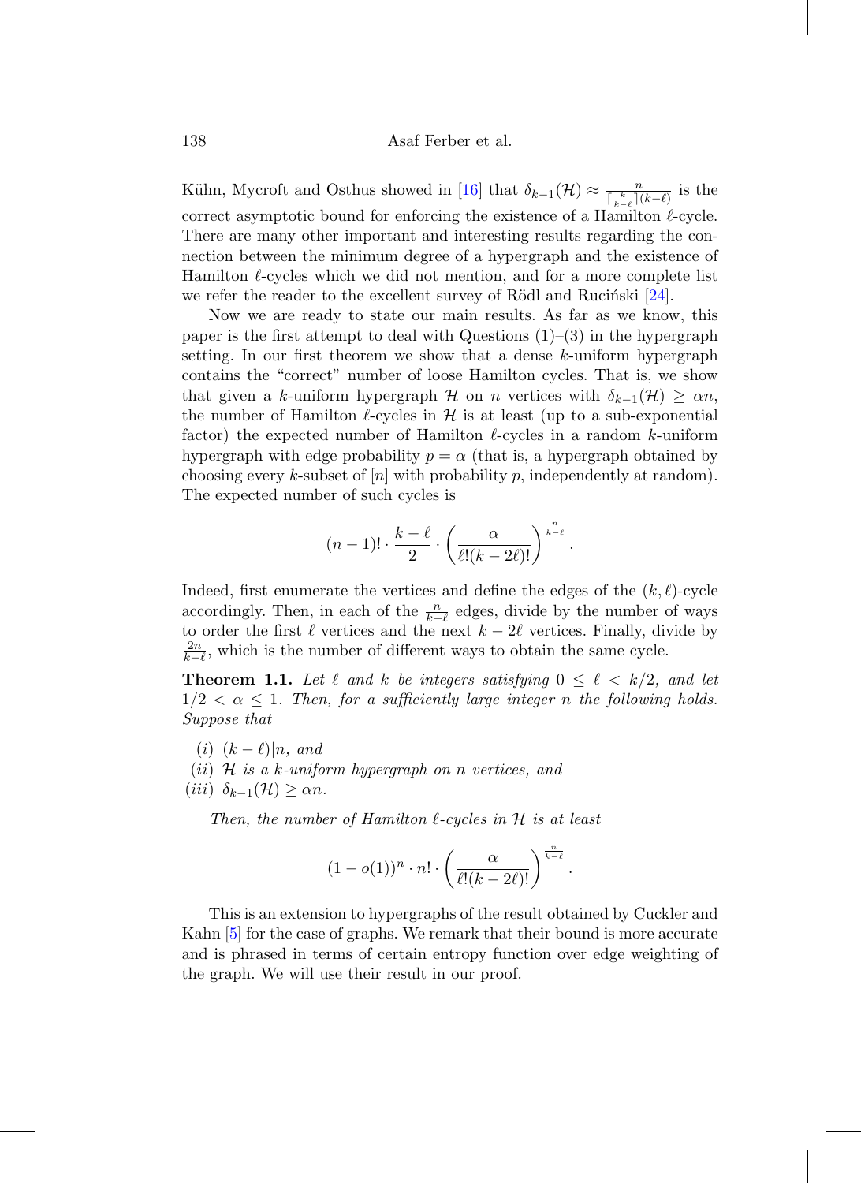Kühn, Mycroft and Osthus showed in [16] that $\delta_{k-1}(\mathcal{H}) \approx \frac{n}{\lceil \frac{k}{k-\ell} \rceil (k-\ell)}$ is the correct asymptotic bound for enforcing the existence of a Hamilton $\ell$-cycle. There are many other important and interesting results regarding the connection between the minimum degree of a hypergraph and the existence of Hamilton $\ell$-cycles which we did not mention, and for a more complete list we refer the reader to the excellent survey of Rödl and Ruciński [24].

Now we are ready to state our main results. As far as we know, this paper is the first attempt to deal with Questions (1)–(3) in the hypergraph setting. In our first theorem we show that a dense $k$-uniform hypergraph contains the "correct" number of loose Hamilton cycles. That is, we show that given a $k$-uniform hypergraph $\mathcal{H}$ on $n$ vertices with $\delta_{k-1}(\mathcal{H}) \geq \alpha n$, the number of Hamilton $\ell$-cycles in $\mathcal{H}$ is at least (up to a sub-exponential factor) the expected number of Hamilton $\ell$-cycles in a random $k$-uniform hypergraph with edge probability $p = \alpha$ (that is, a hypergraph obtained by choosing every $k$-subset of $[n]$ with probability $p$, independently at random). The expected number of such cycles is

$$(n-1)! \cdot \frac{k-\ell}{2} \cdot \left( \frac{\alpha}{\ell!(k-2\ell)!} \right)^{\frac{n}{k-\ell}}.$$

Indeed, first enumerate the vertices and define the edges of the $(k, \ell)$-cycle accordingly. Then, in each of the $\frac{n}{k-\ell}$ edges, divide by the number of ways to order the first $\ell$ vertices and the next $k - 2\ell$ vertices. Finally, divide by $\frac{2n}{k-\ell}$, which is the number of different ways to obtain the same cycle.

**Theorem 1.1.** *Let $\ell$ and $k$ be integers satisfying $0 \leq \ell < k/2$, and let $1/2 < \alpha \leq 1$. Then, for a sufficiently large integer $n$ the following holds. Suppose that*

- *(i)* $(k - \ell) | n$, *and*
- *(ii)* $\mathcal{H}$ *is a $k$-uniform hypergraph on $n$ vertices, and*
- *(iii)* $\delta_{k-1}(\mathcal{H}) \geq \alpha n$.

*Then, the number of Hamilton $\ell$-cycles in $\mathcal{H}$ is at least*

$$(1 - o(1))^n \cdot n! \cdot \left( \frac{\alpha}{\ell!(k-2\ell)!} \right)^{\frac{n}{k-\ell}}.$$

This is an extension to hypergraphs of the result obtained by Cuckler and Kahn [5] for the case of graphs. We remark that their bound is more accurate and is phrased in terms of certain entropy function over edge weighting of the graph. We will use their result in our proof.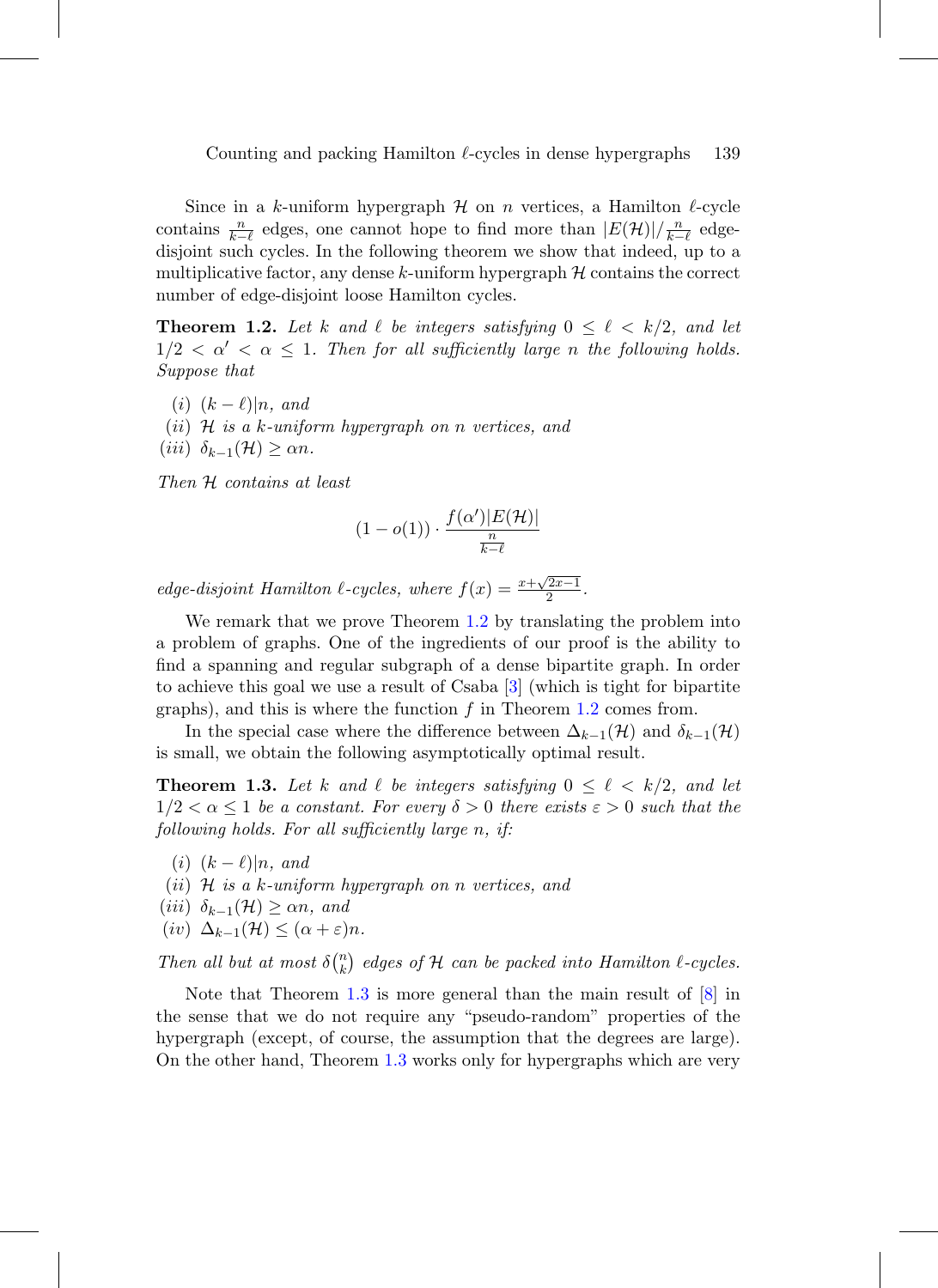Since in a $k$-uniform hypergraph $\mathcal{H}$ on $n$ vertices, a Hamilton $\ell$-cycle contains $\frac{n}{k-\ell}$ edges, one cannot hope to find more than $|E(\mathcal{H})|/\frac{n}{k-\ell}$ edge-disjoint such cycles. In the following theorem we show that indeed, up to a multiplicative factor, any dense $k$-uniform hypergraph $\mathcal{H}$ contains the correct number of edge-disjoint loose Hamilton cycles.

**Theorem 1.2.** *Let $k$ and $\ell$ be integers satisfying $0 \leq \ell < k/2$, and let $1/2 < \alpha' < \alpha \leq 1$. Then for all sufficiently large $n$ the following holds. Suppose that*

- *(i) $(k-\ell)|n$, and*
- *(ii) $\mathcal{H}$ is a $k$-uniform hypergraph on $n$ vertices, and*
- *(iii) $\delta_{k-1}(\mathcal{H}) \geq \alpha n$.*

*Then $\mathcal{H}$ contains at least*

$$(1-o(1)) \cdot \frac{f(\alpha')|E(\mathcal{H})|}{\frac{n}{k-\ell}}$$

*edge-disjoint Hamilton $\ell$-cycles, where $f(x) = \frac{x+\sqrt{2x-1}}{2}$.*

We remark that we prove Theorem 1.2 by translating the problem into a problem of graphs. One of the ingredients of our proof is the ability to find a spanning and regular subgraph of a dense bipartite graph. In order to achieve this goal we use a result of Csaba [3] (which is tight for bipartite graphs), and this is where the function $f$ in Theorem 1.2 comes from.

In the special case where the difference between $\Delta_{k-1}(\mathcal{H})$ and $\delta_{k-1}(\mathcal{H})$ is small, we obtain the following asymptotically optimal result.

**Theorem 1.3.** *Let $k$ and $\ell$ be integers satisfying $0 \leq \ell < k/2$, and let $1/2 < \alpha \leq 1$ be a constant. For every $\delta > 0$ there exists $\varepsilon > 0$ such that the following holds. For all sufficiently large $n$, if:*

- *(i) $(k-\ell)|n$, and*
- *(ii) $\mathcal{H}$ is a $k$-uniform hypergraph on $n$ vertices, and*
- *(iii) $\delta_{k-1}(\mathcal{H}) \geq \alpha n$, and*
- *(iv) $\Delta_{k-1}(\mathcal{H}) \leq (\alpha + \varepsilon)n$.*

*Then all but at most $\delta\binom{n}{k}$ edges of $\mathcal{H}$ can be packed into Hamilton $\ell$-cycles.*

Note that Theorem 1.3 is more general than the main result of [8] in the sense that we do not require any "pseudo-random" properties of the hypergraph (except, of course, the assumption that the degrees are large). On the other hand, Theorem 1.3 works only for hypergraphs which are very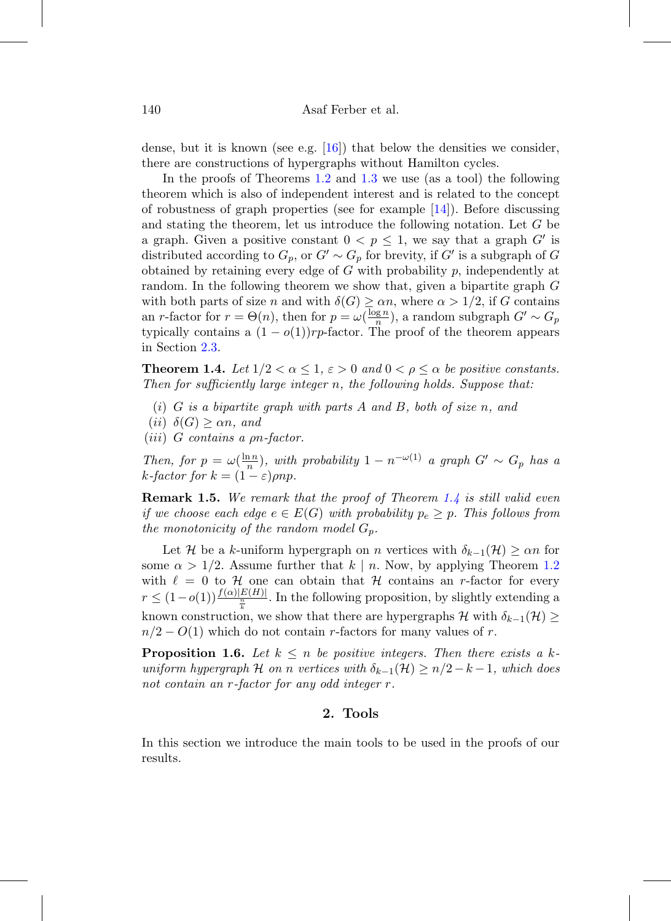dense, but it is known (see e.g. [16]) that below the densities we consider, there are constructions of hypergraphs without Hamilton cycles.

In the proofs of Theorems 1.2 and 1.3 we use (as a tool) the following theorem which is also of independent interest and is related to the concept of robustness of graph properties (see for example [14]). Before discussing and stating the theorem, let us introduce the following notation. Let $G$ be a graph. Given a positive constant $0 < p \leq 1$, we say that a graph $G'$ is distributed according to $G_p$, or $G' \sim G_p$ for brevity, if $G'$ is a subgraph of $G$ obtained by retaining every edge of $G$ with probability $p$, independently at random. In the following theorem we show that, given a bipartite graph $G$ with both parts of size $n$ and with $\delta(G) \geq \alpha n$, where $\alpha > 1/2$, if $G$ contains an $r$-factor for $r = \Theta(n)$, then for $p = \omega(\frac{\log n}{n})$, a random subgraph $G' \sim G_p$ typically contains a $(1 - o(1))rp$-factor. The proof of the theorem appears in Section 2.3.

**Theorem 1.4.** *Let $1/2 < \alpha \leq 1$, $\varepsilon > 0$ and $0 < \rho \leq \alpha$ be positive constants. Then for sufficiently large integer $n$, the following holds. Suppose that:*

- *(i) $G$ is a bipartite graph with parts $A$ and $B$, both of size $n$, and*
- *(ii) $\delta(G) \geq \alpha n$, and*
- *(iii) $G$ contains a $\rho n$-factor.*

*Then, for $p = \omega(\frac{\ln n}{n})$, with probability $1 - n^{-\omega(1)}$ a graph $G' \sim G_p$ has a $k$-factor for $k = (1 - \varepsilon)\rho np$.*

**Remark 1.5.** *We remark that the proof of Theorem 1.4 is still valid even if we choose each edge $e \in E(G)$ with probability $p_e \geq p$. This follows from the monotonicity of the random model $G_p$.*

Let $\mathcal{H}$ be a $k$-uniform hypergraph on $n$ vertices with $\delta_{k-1}(\mathcal{H}) \geq \alpha n$ for some $\alpha > 1/2$. Assume further that $k \mid n$. Now, by applying Theorem 1.2 with $\ell = 0$ to $\mathcal{H}$ one can obtain that $\mathcal{H}$ contains an $r$-factor for every $r \leq (1 - o(1))\frac{f(\alpha)|E(H)|}{\frac{n}{k}}$. In the following proposition, by slightly extending a known construction, we show that there are hypergraphs $\mathcal{H}$ with $\delta_{k-1}(\mathcal{H}) \geq n/2 - O(1)$ which do not contain $r$-factors for many values of $r$.

**Proposition 1.6.** *Let $k \leq n$ be positive integers. Then there exists a $k$-uniform hypergraph $\mathcal{H}$ on $n$ vertices with $\delta_{k-1}(\mathcal{H}) \geq n/2 - k - 1$, which does not contain an $r$-factor for any odd integer $r$.*

## 2. Tools

In this section we introduce the main tools to be used in the proofs of our results.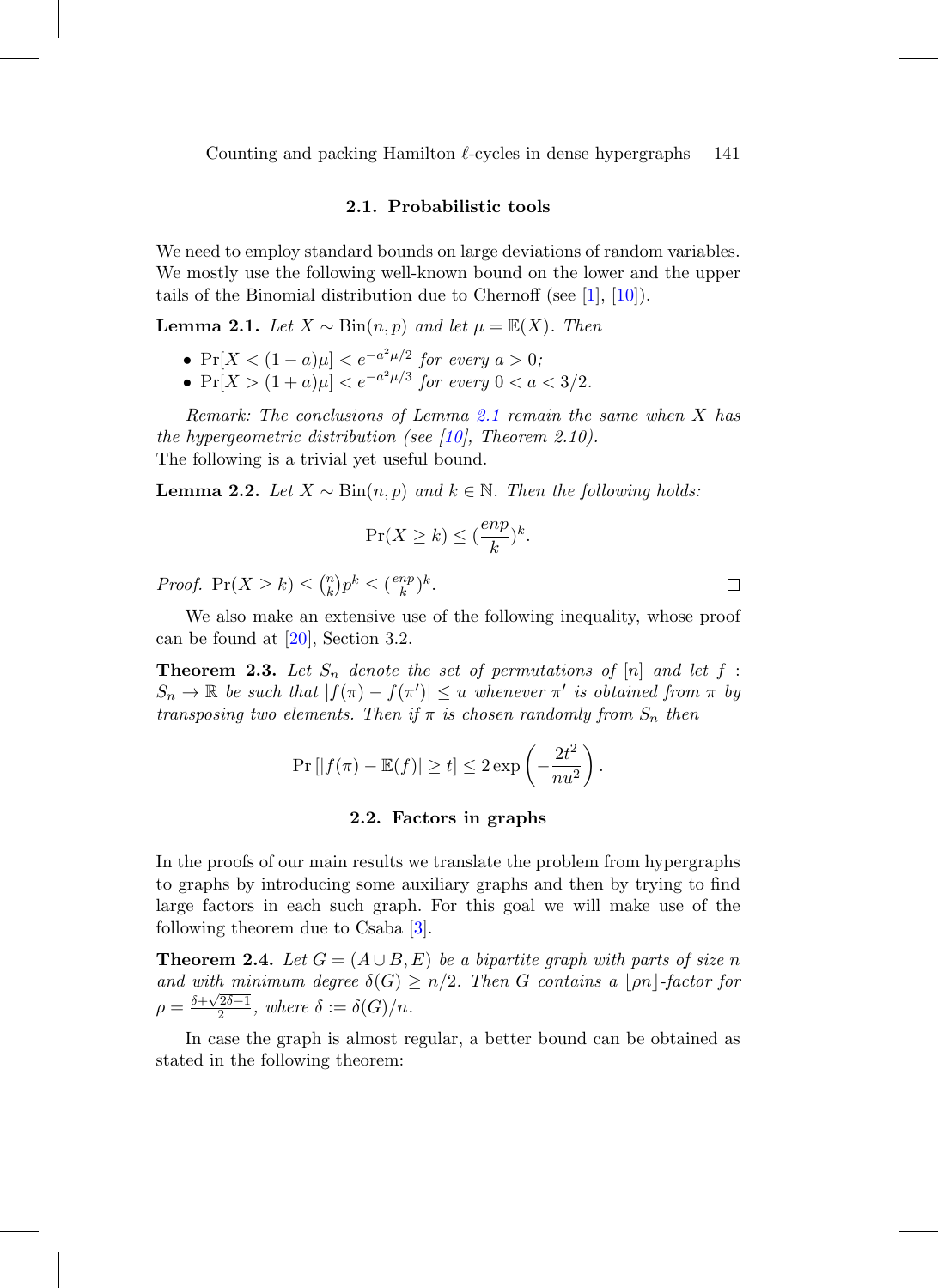### 2.1. Probabilistic tools

We need to employ standard bounds on large deviations of random variables. We mostly use the following well-known bound on the lower and the upper tails of the Binomial distribution due to Chernoff (see [1], [10]).

**Lemma 2.1.** *Let $X \sim \text{Bin}(n,p)$ and let $\mu = \mathbb{E}(X)$. Then*

- $\Pr[X < (1-a)\mu] < e^{-a^2\mu/2}$ *for every $a > 0$;*
- $\Pr[X > (1+a)\mu] < e^{-a^2\mu/3}$ *for every $0 < a < 3/2$.*

*Remark: The conclusions of Lemma 2.1 remain the same when $X$ has the hypergeometric distribution (see [10], Theorem 2.10).*
The following is a trivial yet useful bound.

**Lemma 2.2.** *Let $X \sim \text{Bin}(n,p)$ and $k \in \mathbb{N}$. Then the following holds:*

$$\Pr(X \geq k) \leq (\frac{enp}{k})^k.$$

*Proof.* $\Pr(X \geq k) \leq \binom{n}{k} p^k \leq (\frac{enp}{k})^k$. □

We also make an extensive use of the following inequality, whose proof can be found at [20], Section 3.2.

**Theorem 2.3.** *Let $S_n$ denote the set of permutations of $[n]$ and let $f : S_n \to \mathbb{R}$ be such that $|f(\pi) - f(\pi')| \leq u$ whenever $\pi'$ is obtained from $\pi$ by transposing two elements. Then if $\pi$ is chosen randomly from $S_n$ then*

$$\Pr\left[|f(\pi) - \mathbb{E}(f)| \geq t\right] \leq 2\exp\left(-\frac{2t^2}{nu^2}\right).$$

### 2.2. Factors in graphs

In the proofs of our main results we translate the problem from hypergraphs to graphs by introducing some auxiliary graphs and then by trying to find large factors in each such graph. For this goal we will make use of the following theorem due to Csaba [3].

**Theorem 2.4.** *Let $G = (A \cup B, E)$ be a bipartite graph with parts of size $n$ and with minimum degree $\delta(G) \geq n/2$. Then $G$ contains a $\lfloor \rho n \rfloor$-factor for $\rho = \frac{\delta + \sqrt{2\delta - 1}}{2}$, where $\delta := \delta(G)/n$.*

In case the graph is almost regular, a better bound can be obtained as stated in the following theorem: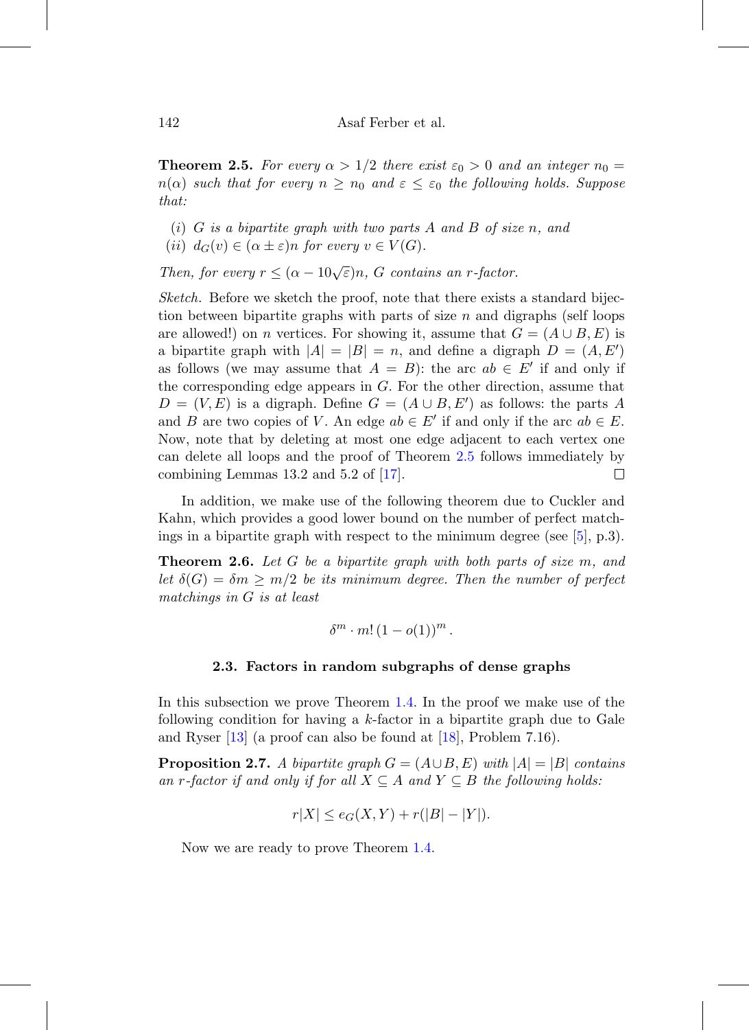**Theorem 2.5.** *For every $\alpha > 1/2$ there exist $\varepsilon_0 > 0$ and an integer $n_0 = n(\alpha)$ such that for every $n \geq n_0$ and $\varepsilon \leq \varepsilon_0$ the following holds. Suppose that:*

- *(i) $G$ is a bipartite graph with two parts $A$ and $B$ of size $n$, and*
- *(ii) $d_G(v) \in (\alpha \pm \varepsilon)n$ for every $v \in V(G)$.*

*Then, for every $r \leq (\alpha - 10\sqrt{\varepsilon})n$, $G$ contains an $r$-factor.*

*Sketch.* Before we sketch the proof, note that there exists a standard bijection between bipartite graphs with parts of size $n$ and digraphs (self loops are allowed!) on $n$ vertices. For showing it, assume that $G = (A \cup B, E)$ is a bipartite graph with $|A| = |B| = n$, and define a digraph $D = (A, E')$ as follows (we may assume that $A = B$): the arc $ab \in E'$ if and only if the corresponding edge appears in $G$. For the other direction, assume that $D = (V, E)$ is a digraph. Define $G = (A \cup B, E')$ as follows: the parts $A$ and $B$ are two copies of $V$. An edge $ab \in E'$ if and only if the arc $ab \in E$. Now, note that by deleting at most one edge adjacent to each vertex one can delete all loops and the proof of Theorem 2.5 follows immediately by combining Lemmas 13.2 and 5.2 of [17]. □

In addition, we make use of the following theorem due to Cuckler and Kahn, which provides a good lower bound on the number of perfect matchings in a bipartite graph with respect to the minimum degree (see [5], p.3).

**Theorem 2.6.** *Let $G$ be a bipartite graph with both parts of size $m$, and let $\delta(G) = \delta m \geq m/2$ be its minimum degree. Then the number of perfect matchings in $G$ is at least*

$$\delta^m \cdot m! \, (1 - o(1))^m .$$

### 2.3. Factors in random subgraphs of dense graphs

In this subsection we prove Theorem 1.4. In the proof we make use of the following condition for having a $k$-factor in a bipartite graph due to Gale and Ryser [13] (a proof can also be found at [18], Problem 7.16).

**Proposition 2.7.** *A bipartite graph $G = (A \cup B, E)$ with $|A| = |B|$ contains an $r$-factor if and only if for all $X \subseteq A$ and $Y \subseteq B$ the following holds:*

$$r|X| \leq e_G(X, Y) + r(|B| - |Y|).$$

Now we are ready to prove Theorem 1.4.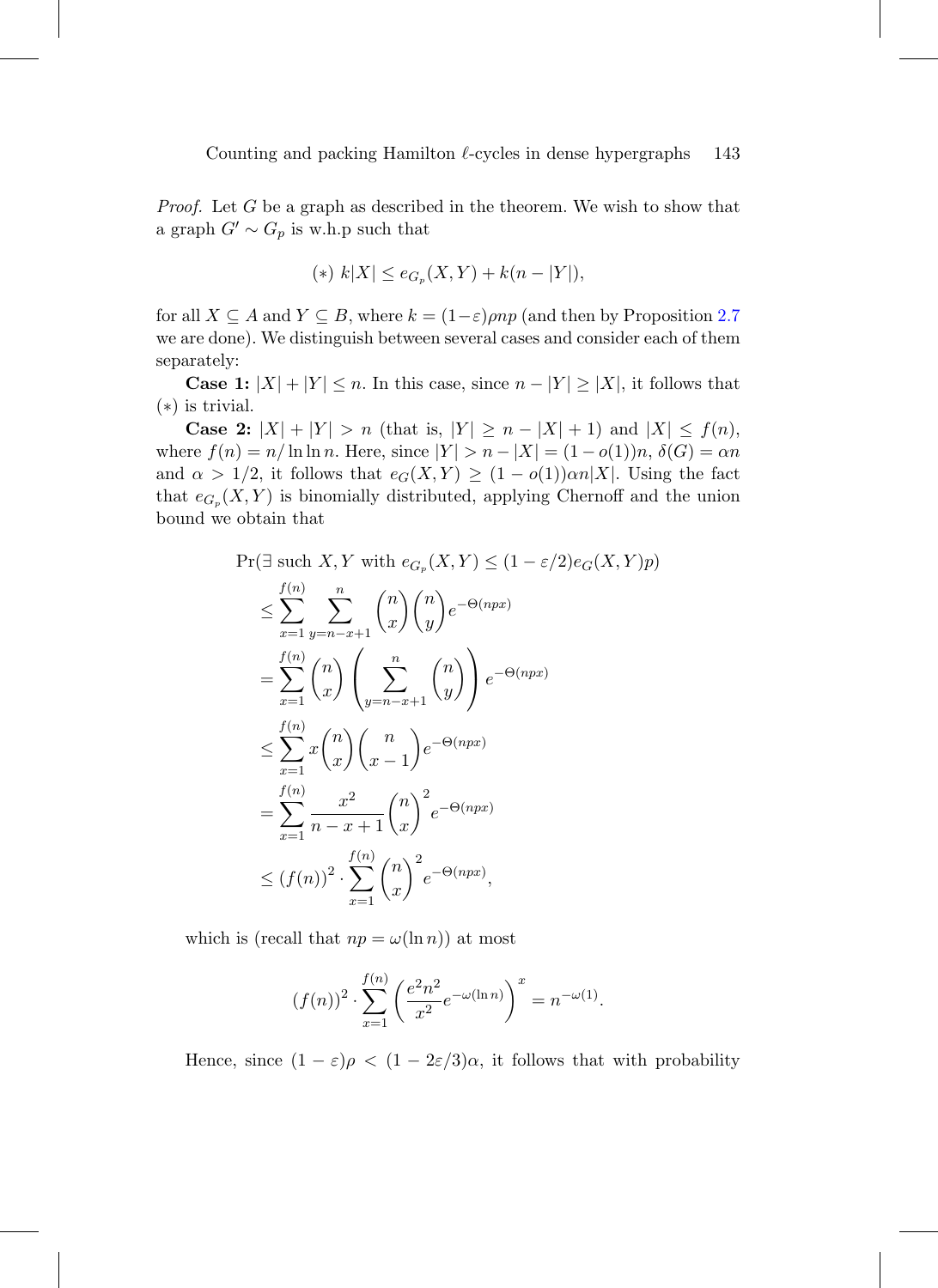*Proof.* Let $G$ be a graph as described in the theorem. We wish to show that a graph $G' \sim G_p$ is w.h.p such that

$$(*)\ k|X| \leq e_{G_p}(X,Y) + k(n - |Y|),$$

for all $X \subseteq A$ and $Y \subseteq B$, where $k = (1-\varepsilon)\rho np$ (and then by Proposition 2.7 we are done). We distinguish between several cases and consider each of them separately:

**Case 1:** $|X| + |Y| \leq n$. In this case, since $n - |Y| \geq |X|$, it follows that $(*)$ is trivial.

**Case 2:** $|X| + |Y| > n$ (that is, $|Y| \geq n - |X| + 1$) and $|X| \leq f(n)$, where $f(n) = n/\ln\ln n$. Here, since $|Y| > n - |X| = (1 - o(1))n$, $\delta(G) = \alpha n$ and $\alpha > 1/2$, it follows that $e_G(X,Y) \geq (1 - o(1))\alpha n|X|$. Using the fact that $e_{G_p}(X,Y)$ is binomially distributed, applying Chernoff and the union bound we obtain that

$$
\begin{aligned}
&\Pr(\exists \text{ such } X, Y \text{ with } e_{G_p}(X,Y) \leq (1-\varepsilon/2)e_G(X,Y)p) \\
&\leq \sum_{x=1}^{f(n)} \sum_{y=n-x+1}^{n} \binom{n}{x}\binom{n}{y} e^{-\Theta(npx)} \\
&= \sum_{x=1}^{f(n)} \binom{n}{x} \left( \sum_{y=n-x+1}^{n} \binom{n}{y} \right) e^{-\Theta(npx)} \\
&\leq \sum_{x=1}^{f(n)} x\binom{n}{x}\binom{n}{x-1} e^{-\Theta(npx)} \\
&= \sum_{x=1}^{f(n)} \frac{x^2}{n-x+1}\binom{n}{x}^2 e^{-\Theta(npx)} \\
&\leq (f(n))^2 \cdot \sum_{x=1}^{f(n)} \binom{n}{x}^2 e^{-\Theta(npx)},
\end{aligned}
$$

which is (recall that $np = \omega(\ln n)$) at most

$$(f(n))^2 \cdot \sum_{x=1}^{f(n)} \left( \frac{e^2n^2}{x^2} e^{-\omega(\ln n)} \right)^x = n^{-\omega(1)}.$$

Hence, since $(1-\varepsilon)\rho < (1 - 2\varepsilon/3)\alpha$, it follows that with probability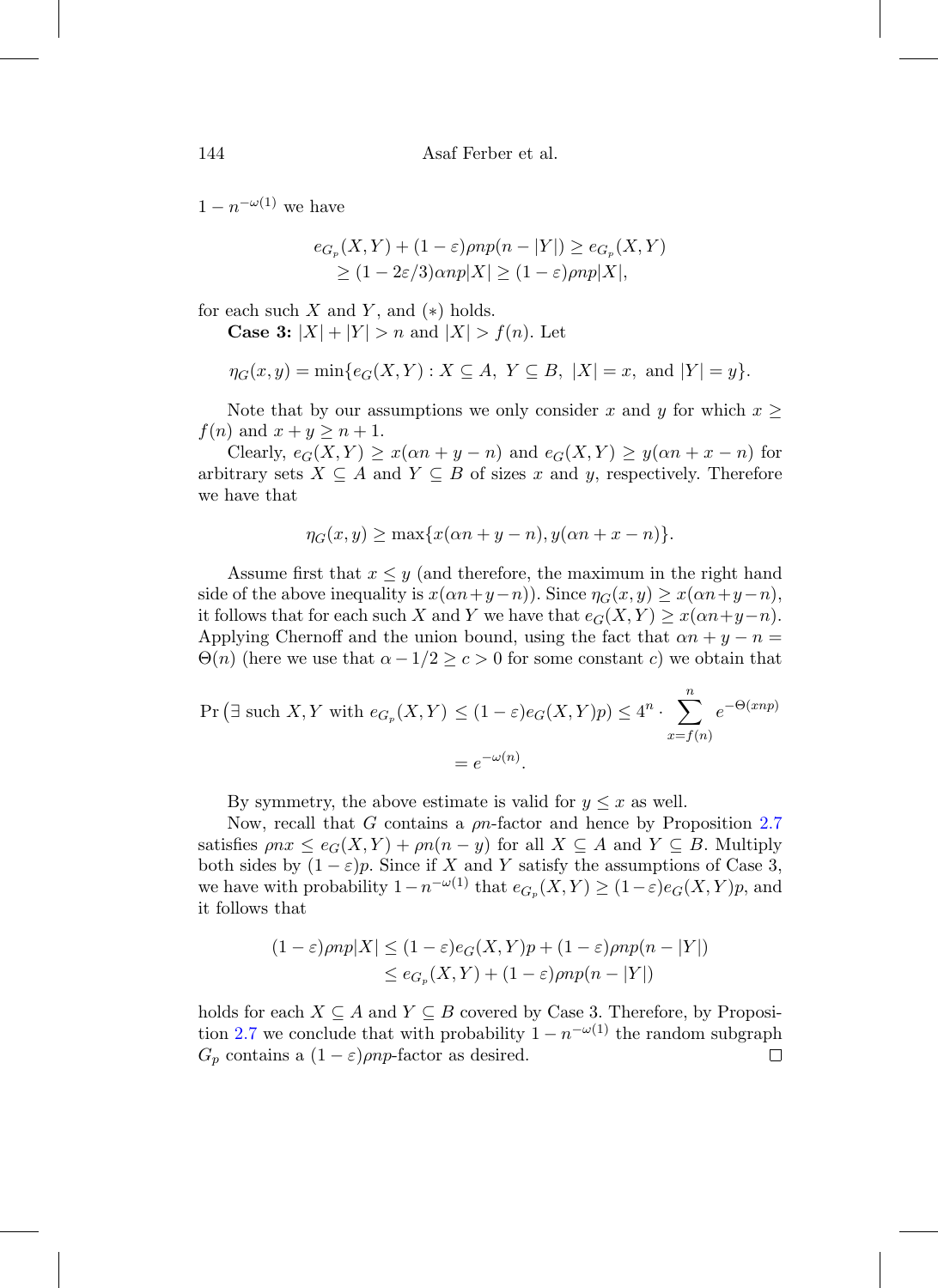$1 - n^{-\omega(1)}$ we have

$$
\begin{aligned}
e_{G_p}(X,Y) + (1-\varepsilon)\rho n p(n - |Y|) &\geq e_{G_p}(X,Y) \\
&\geq (1 - 2\varepsilon/3)\alpha n p |X| \geq (1-\varepsilon)\rho n p |X|,
\end{aligned}
$$

for each such $X$ and $Y$, and $(*)$ holds.

**Case 3:** $|X| + |Y| > n$ and $|X| > f(n)$. Let

$$
\eta_G(x,y) = \min\{e_G(X,Y) : X \subseteq A,\ Y \subseteq B,\ |X| = x,\ \text{and } |Y| = y\}.
$$

Note that by our assumptions we only consider $x$ and $y$ for which $x \geq f(n)$ and $x + y \geq n+1$.

Clearly, $e_G(X,Y) \geq x(\alpha n + y - n)$ and $e_G(X,Y) \geq y(\alpha n + x - n)$ for arbitrary sets $X \subseteq A$ and $Y \subseteq B$ of sizes $x$ and $y$, respectively. Therefore we have that

$$
\eta_G(x,y) \geq \max\{x(\alpha n + y - n), y(\alpha n + x - n)\}.
$$

Assume first that $x \leq y$ (and therefore, the maximum in the right hand side of the above inequality is $x(\alpha n + y - n)$). Since $\eta_G(x,y) \geq x(\alpha n + y - n)$, it follows that for each such $X$ and $Y$ we have that $e_G(X,Y) \geq x(\alpha n + y - n)$. Applying Chernoff and the union bound, using the fact that $\alpha n + y - n = \Theta(n)$ (here we use that $\alpha - 1/2 \geq c > 0$ for some constant $c$) we obtain that

$$
\begin{aligned}
\Pr\left(\exists \text{ such } X, Y \text{ with } e_{G_p}(X,Y) \leq (1-\varepsilon)e_G(X,Y)p\right) &\leq 4^n \cdot \sum_{x=f(n)}^{n} e^{-\Theta(xnp)} \\
&= e^{-\omega(n)}.
\end{aligned}
$$

By symmetry, the above estimate is valid for $y \leq x$ as well.

Now, recall that $G$ contains a $\rho n$-factor and hence by Proposition 2.7 satisfies $\rho n x \leq e_G(X,Y) + \rho n(n-y)$ for all $X \subseteq A$ and $Y \subseteq B$. Multiply both sides by $(1-\varepsilon)p$. Since if $X$ and $Y$ satisfy the assumptions of Case 3, we have with probability $1 - n^{-\omega(1)}$ that $e_{G_p}(X,Y) \geq (1-\varepsilon)e_G(X,Y)p$, and it follows that

$$
\begin{aligned}
(1-\varepsilon)\rho n p|X| &\leq (1-\varepsilon)e_G(X,Y)p + (1-\varepsilon)\rho n p(n - |Y|) \\
&\leq e_{G_p}(X,Y) + (1-\varepsilon)\rho n p(n - |Y|)
\end{aligned}
$$

holds for each $X \subseteq A$ and $Y \subseteq B$ covered by Case 3. Therefore, by Proposition 2.7 we conclude that with probability $1 - n^{-\omega(1)}$ the random subgraph $G_p$ contains a $(1-\varepsilon)\rho n p$-factor as desired. □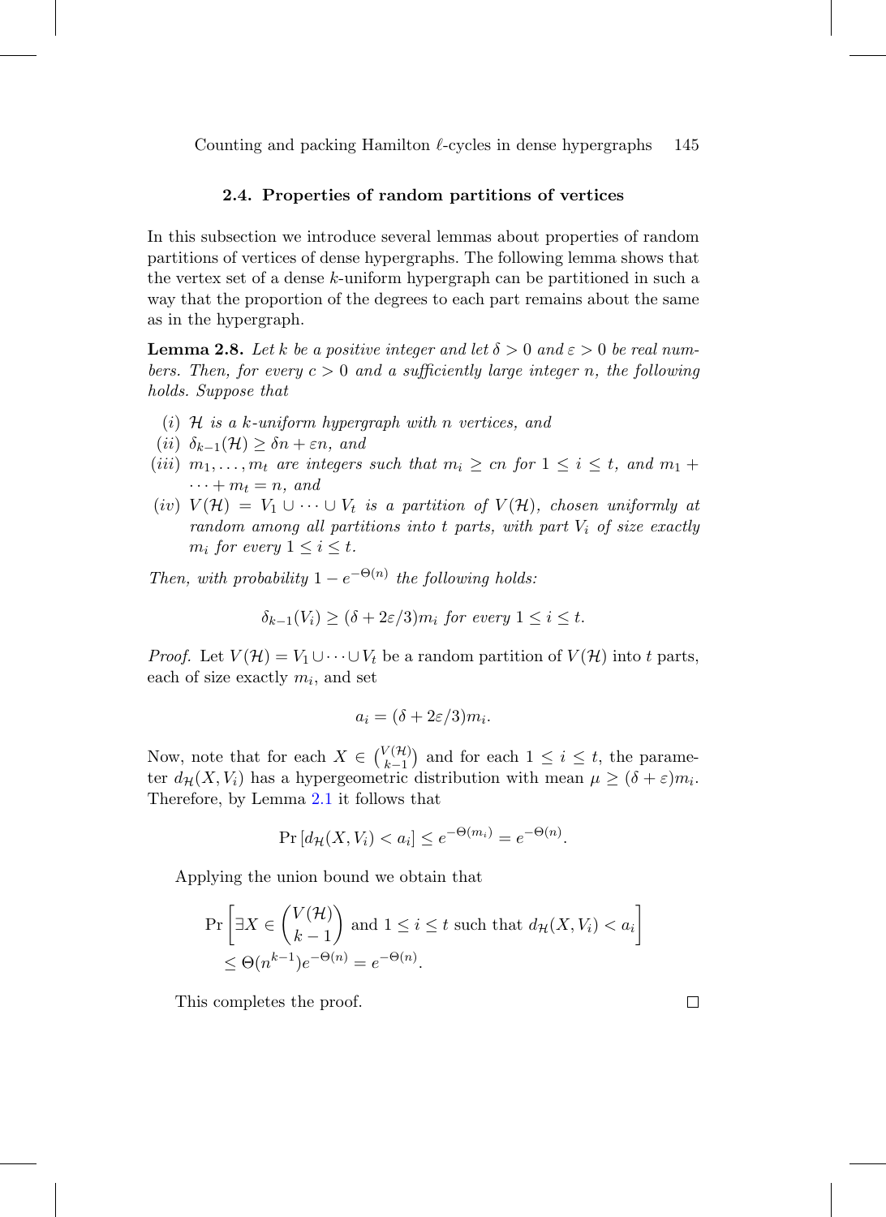### 2.4. Properties of random partitions of vertices

In this subsection we introduce several lemmas about properties of random partitions of vertices of dense hypergraphs. The following lemma shows that the vertex set of a dense $k$-uniform hypergraph can be partitioned in such a way that the proportion of the degrees to each part remains about the same as in the hypergraph.

**Lemma 2.8.** *Let $k$ be a positive integer and let $\delta > 0$ and $\varepsilon > 0$ be real numbers. Then, for every $c > 0$ and a sufficiently large integer $n$, the following holds. Suppose that*

- *(i) $\mathcal{H}$ is a $k$-uniform hypergraph with $n$ vertices, and*
- *(ii) $\delta_{k-1}(\mathcal{H}) \geq \delta n + \varepsilon n$, and*
- *(iii) $m_1, \ldots, m_t$ are integers such that $m_i \geq cn$ for $1 \leq i \leq t$, and $m_1 + \cdots + m_t = n$, and*
- *(iv) $V(\mathcal{H}) = V_1 \cup \cdots \cup V_t$ is a partition of $V(\mathcal{H})$, chosen uniformly at random among all partitions into $t$ parts, with part $V_i$ of size exactly $m_i$ for every $1 \leq i \leq t$.*

*Then, with probability $1 - e^{-\Theta(n)}$ the following holds:*

$$\delta_{k-1}(V_i) \geq (\delta + 2\varepsilon/3)m_i \text{ for every } 1 \leq i \leq t.$$

*Proof.* Let $V(\mathcal{H}) = V_1 \cup \cdots \cup V_t$ be a random partition of $V(\mathcal{H})$ into $t$ parts, each of size exactly $m_i$, and set

$$a_i = (\delta + 2\varepsilon/3)m_i.$$

Now, note that for each $X \in \binom{V(\mathcal{H})}{k-1}$ and for each $1 \leq i \leq t$, the parameter $d_{\mathcal{H}}(X, V_i)$ has a hypergeometric distribution with mean $\mu \geq (\delta + \varepsilon)m_i$. Therefore, by Lemma 2.1 it follows that

$$\Pr\left[d_{\mathcal{H}}(X, V_i) < a_i\right] \leq e^{-\Theta(m_i)} = e^{-\Theta(n)}.$$

Applying the union bound we obtain that

$$\Pr\left[\exists X \in \binom{V(\mathcal{H})}{k-1} \text{ and } 1 \leq i \leq t \text{ such that } d_{\mathcal{H}}(X, V_i) < a_i\right]$$
$$\leq \Theta(n^{k-1})e^{-\Theta(n)} = e^{-\Theta(n)}.$$

This completes the proof. □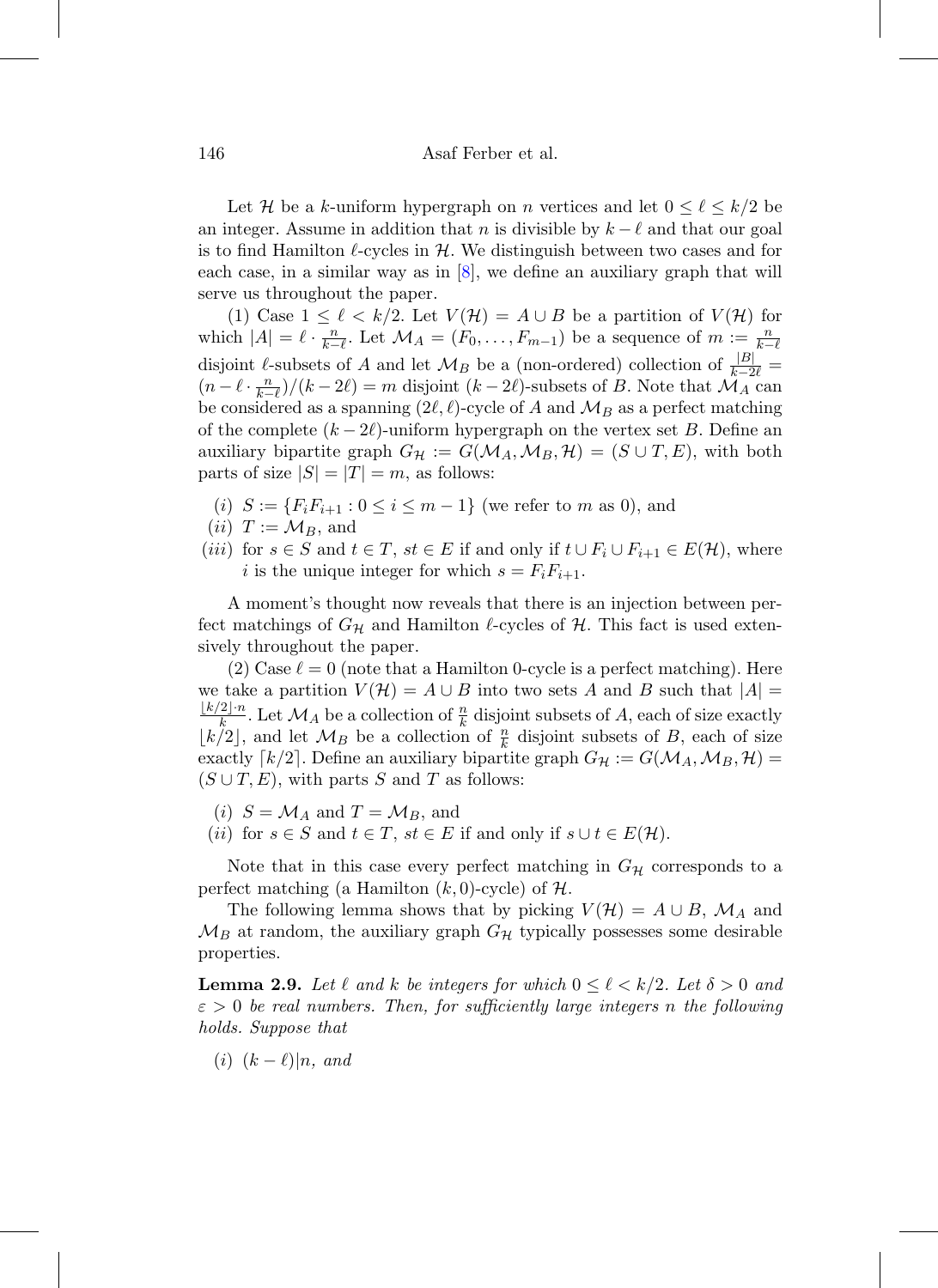Let $\mathcal{H}$ be a $k$-uniform hypergraph on $n$ vertices and let $0 \le \ell \le k/2$ be an integer. Assume in addition that $n$ is divisible by $k - \ell$ and that our goal is to find Hamilton $\ell$-cycles in $\mathcal{H}$. We distinguish between two cases and for each case, in a similar way as in [8], we define an auxiliary graph that will serve us throughout the paper.

(1) Case $1 \le \ell < k/2$. Let $V(\mathcal{H}) = A \cup B$ be a partition of $V(\mathcal{H})$ for which $|A| = \ell \cdot \frac{n}{k-\ell}$. Let $\mathcal{M}_A = (F_0, \dots, F_{m-1})$ be a sequence of $m := \frac{n}{k-\ell}$ disjoint $\ell$-subsets of $A$ and let $\mathcal{M}_B$ be a (non-ordered) collection of $\frac{|B|}{k-2\ell} = (n - \ell \cdot \frac{n}{k-\ell})/(k-2\ell) = m$ disjoint $(k-2\ell)$-subsets of $B$. Note that $\mathcal{M}_A$ can be considered as a spanning $(2\ell, \ell)$-cycle of $A$ and $\mathcal{M}_B$ as a perfect matching of the complete $(k-2\ell)$-uniform hypergraph on the vertex set $B$. Define an auxiliary bipartite graph $G_{\mathcal{H}} := G(\mathcal{M}_A, \mathcal{M}_B, \mathcal{H}) = (S \cup T, E)$, with both parts of size $|S| = |T| = m$, as follows:

- $(i)$ $S := \{F_i F_{i+1} : 0 \le i \le m-1\}$ (we refer to $m$ as 0), and
- $(ii)$ $T := \mathcal{M}_B$, and
- $(iii)$ for $s \in S$ and $t \in T$, $st \in E$ if and only if $t \cup F_i \cup F_{i+1} \in E(\mathcal{H})$, where $i$ is the unique integer for which $s = F_i F_{i+1}$.

A moment's thought now reveals that there is an injection between perfect matchings of $G_{\mathcal{H}}$ and Hamilton $\ell$-cycles of $\mathcal{H}$. This fact is used extensively throughout the paper.

(2) Case $\ell = 0$ (note that a Hamilton 0-cycle is a perfect matching). Here we take a partition $V(\mathcal{H}) = A \cup B$ into two sets $A$ and $B$ such that $|A| = \frac{\lfloor k/2 \rfloor \cdot n}{k}$. Let $\mathcal{M}_A$ be a collection of $\frac{n}{k}$ disjoint subsets of $A$, each of size exactly $\lfloor k/2 \rfloor$, and let $\mathcal{M}_B$ be a collection of $\frac{n}{k}$ disjoint subsets of $B$, each of size exactly $\lceil k/2 \rceil$. Define an auxiliary bipartite graph $G_{\mathcal{H}} := G(\mathcal{M}_A, \mathcal{M}_B, \mathcal{H}) = (S \cup T, E)$, with parts $S$ and $T$ as follows:

- $(i)$ $S = \mathcal{M}_A$ and $T = \mathcal{M}_B$, and
- $(ii)$ for $s \in S$ and $t \in T$, $st \in E$ if and only if $s \cup t \in E(\mathcal{H})$.

Note that in this case every perfect matching in $G_{\mathcal{H}}$ corresponds to a perfect matching (a Hamilton $(k, 0)$-cycle) of $\mathcal{H}$.

The following lemma shows that by picking $V(\mathcal{H}) = A \cup B$, $\mathcal{M}_A$ and $\mathcal{M}_B$ at random, the auxiliary graph $G_{\mathcal{H}}$ typically possesses some desirable properties.

**Lemma 2.9.** *Let $\ell$ and $k$ be integers for which $0 \le \ell < k/2$. Let $\delta > 0$ and $\varepsilon > 0$ be real numbers. Then, for sufficiently large integers $n$ the following holds. Suppose that*

- $(i)$ *$(k - \ell) | n$, and*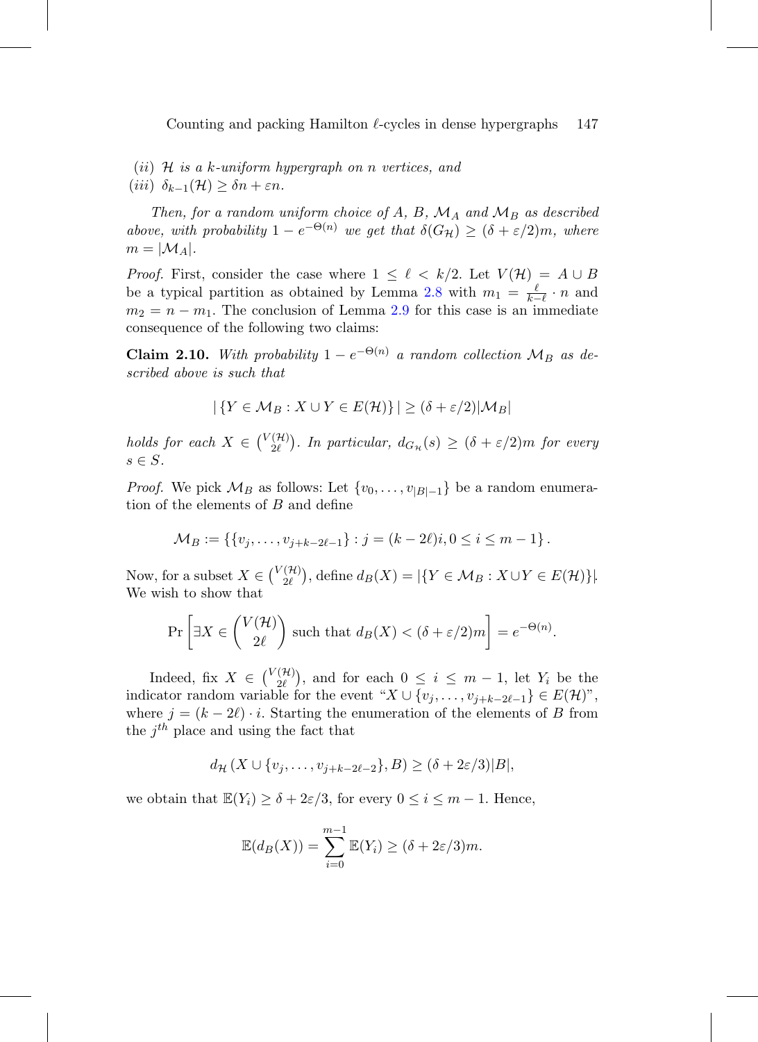(*ii*) $\mathcal{H}$ *is a* $k$*-uniform hypergraph on* $n$ *vertices, and*

(*iii*) $\delta_{k-1}(\mathcal{H}) \geq \delta n + \varepsilon n$.

*Then, for a random uniform choice of* $A$*,* $B$*,* $\mathcal{M}_A$ *and* $\mathcal{M}_B$ *as described above, with probability* $1 - e^{-\Theta(n)}$ *we get that* $\delta(G_{\mathcal{H}}) \geq (\delta + \varepsilon/2)m$*, where* $m = |\mathcal{M}_A|$.

*Proof.* First, consider the case where $1 \leq \ell < k/2$. Let $V(\mathcal{H}) = A \cup B$ be a typical partition as obtained by Lemma 2.8 with $m_1 = \frac{\ell}{k-\ell} \cdot n$ and $m_2 = n - m_1$. The conclusion of Lemma 2.9 for this case is an immediate consequence of the following two claims:

**Claim 2.10.** *With probability* $1 - e^{-\Theta(n)}$ *a random collection* $\mathcal{M}_B$ *as described above is such that*

$$|\{Y \in \mathcal{M}_B : X \cup Y \in E(\mathcal{H})\}| \geq (\delta + \varepsilon/2)|\mathcal{M}_B|$$

*holds for each* $X \in \binom{V(\mathcal{H})}{2\ell}$*. In particular,* $d_{G_{\mathcal{H}}}(s) \geq (\delta + \varepsilon/2)m$ *for every* $s \in S$.

*Proof.* We pick $\mathcal{M}_B$ as follows: Let $\{v_0, \ldots, v_{|B|-1}\}$ be a random enumeration of the elements of $B$ and define

$$\mathcal{M}_B := \{\{v_j, \ldots, v_{j+k-2\ell-1}\} : j = (k-2\ell)i, 0 \leq i \leq m-1\}.$$

Now, for a subset $X \in \binom{V(\mathcal{H})}{2\ell}$, define $d_B(X) = |\{Y \in \mathcal{M}_B : X \cup Y \in E(\mathcal{H})\}|$. We wish to show that

$$\Pr\left[\exists X \in \binom{V(\mathcal{H})}{2\ell} \text{ such that } d_B(X) < (\delta + \varepsilon/2)m\right] = e^{-\Theta(n)}.$$

Indeed, fix $X \in \binom{V(\mathcal{H})}{2\ell}$, and for each $0 \leq i \leq m-1$, let $Y_i$ be the indicator random variable for the event "$X \cup \{v_j, \ldots, v_{j+k-2\ell-1}\} \in E(\mathcal{H})$", where $j = (k-2\ell) \cdot i$. Starting the enumeration of the elements of $B$ from the $j^{th}$ place and using the fact that

$$d_{\mathcal{H}}(X \cup \{v_j, \ldots, v_{j+k-2\ell-2}\}, B) \geq (\delta + 2\varepsilon/3)|B|,$$

we obtain that $\mathbb{E}(Y_i) \geq \delta + 2\varepsilon/3$, for every $0 \leq i \leq m-1$. Hence,

$$\mathbb{E}(d_B(X)) = \sum_{i=0}^{m-1} \mathbb{E}(Y_i) \geq (\delta + 2\varepsilon/3)m.$$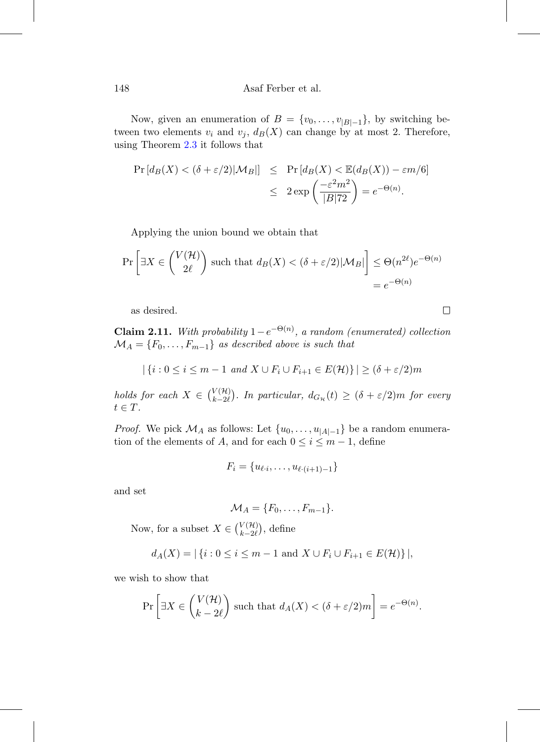Now, given an enumeration of $B = \{v_0, \ldots, v_{|B|-1}\}$, by switching between two elements $v_i$ and $v_j$, $d_B(X)$ can change by at most 2. Therefore, using Theorem 2.3 it follows that

$$
\begin{aligned}
\Pr\left[d_B(X) < (\delta + \varepsilon/2)|\mathcal{M}_B|\right] &\leq \Pr\left[d_B(X) < \mathbb{E}(d_B(X)) - \varepsilon m/6\right] \\
&\leq 2\exp\left(\frac{-\varepsilon^2 m^2}{|B|72}\right) = e^{-\Theta(n)}.
\end{aligned}
$$

Applying the union bound we obtain that

$$
\begin{aligned}
\Pr\left[\exists X \in \binom{V(\mathcal{H})}{2\ell} \text{ such that } d_B(X) < (\delta + \varepsilon/2)|\mathcal{M}_B|\right] &\leq \Theta(n^{2\ell})e^{-\Theta(n)} \\
&= e^{-\Theta(n)}
\end{aligned}
$$

as desired. $\square$

**Claim 2.11.** *With probability $1 - e^{-\Theta(n)}$, a random (enumerated) collection $\mathcal{M}_A = \{F_0, \ldots, F_{m-1}\}$ as described above is such that*

$$
|\{i : 0 \leq i \leq m-1 \text{ and } X \cup F_i \cup F_{i+1} \in E(\mathcal{H})\}| \geq (\delta + \varepsilon/2)m
$$

*holds for each $X \in \binom{V(\mathcal{H})}{k-2\ell}$. In particular, $d_{G_{\mathcal{H}}}(t) \geq (\delta + \varepsilon/2)m$ for every $t \in T$.*

*Proof.* We pick $\mathcal{M}_A$ as follows: Let $\{u_0, \ldots, u_{|A|-1}\}$ be a random enumeration of the elements of $A$, and for each $0 \leq i \leq m-1$, define

$$
F_i = \{u_{\ell \cdot i}, \ldots, u_{\ell \cdot (i+1)-1}\}
$$

and set

$$
\mathcal{M}_A = \{F_0, \ldots, F_{m-1}\}.
$$

Now, for a subset $X \in \binom{V(\mathcal{H})}{k-2\ell}$, define

$$
d_A(X) = |\{i : 0 \leq i \leq m-1 \text{ and } X \cup F_i \cup F_{i+1} \in E(\mathcal{H})\}|,
$$

we wish to show that

$$
\Pr\left[\exists X \in \binom{V(\mathcal{H})}{k-2\ell} \text{ such that } d_A(X) < (\delta + \varepsilon/2)m\right] = e^{-\Theta(n)}.
$$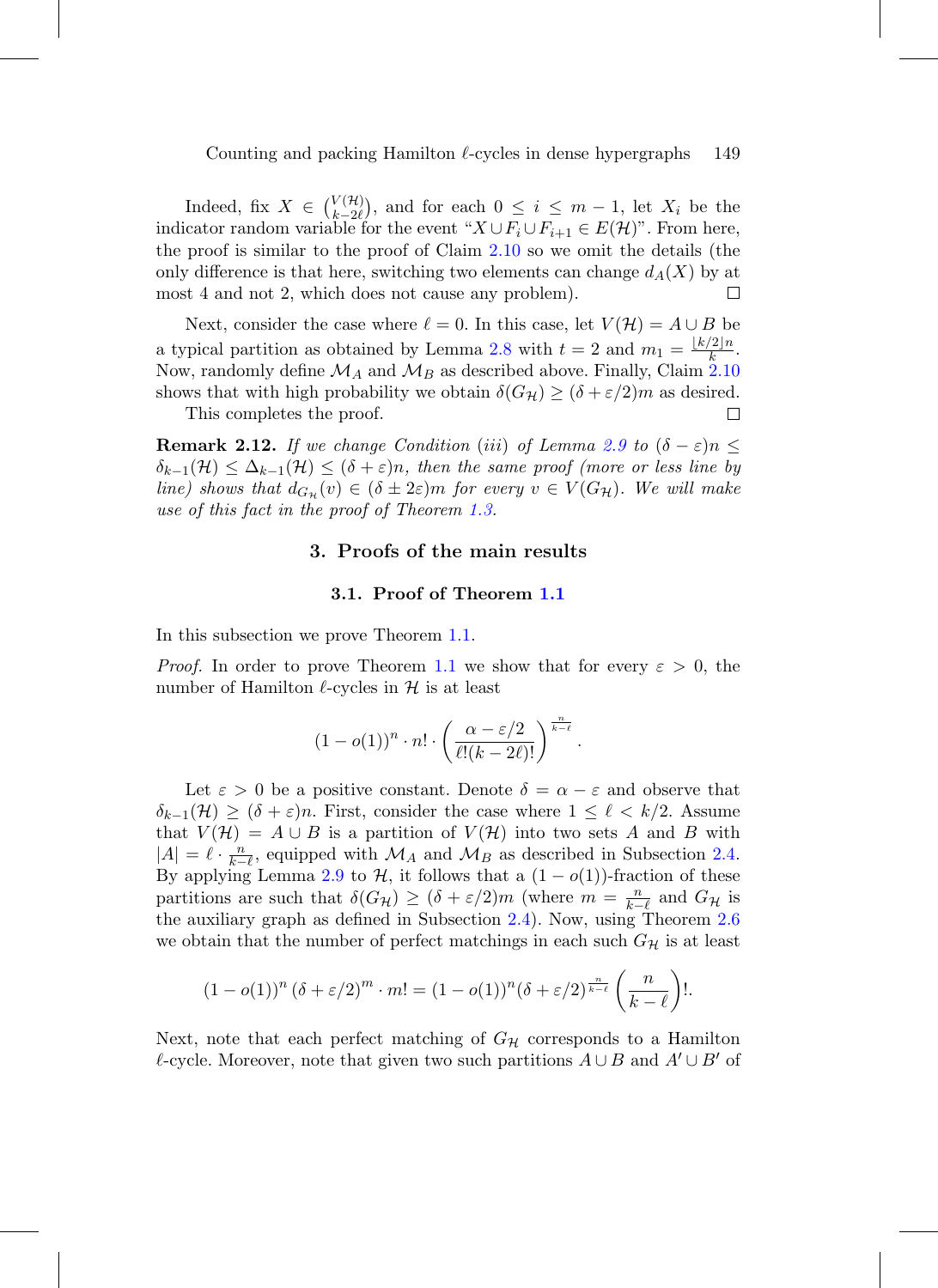Indeed, fix $X \in \binom{V(\mathcal{H})}{k-2\ell}$, and for each $0 \leq i \leq m-1$, let $X_i$ be the indicator random variable for the event "$X \cup F_i \cup F_{i+1} \in E(\mathcal{H})$". From here, the proof is similar to the proof of Claim 2.10 so we omit the details (the only difference is that here, switching two elements can change $d_A(X)$ by at most 4 and not 2, which does not cause any problem). $\square$

Next, consider the case where $\ell = 0$. In this case, let $V(\mathcal{H}) = A \cup B$ be a typical partition as obtained by Lemma 2.8 with $t = 2$ and $m_1 = \frac{\lfloor k/2 \rfloor n}{k}$. Now, randomly define $\mathcal{M}_A$ and $\mathcal{M}_B$ as described above. Finally, Claim 2.10 shows that with high probability we obtain $\delta(G_{\mathcal{H}}) \geq (\delta + \varepsilon/2)m$ as desired.

This completes the proof. $\square$

**Remark 2.12.** *If we change Condition (iii) of Lemma 2.9 to $(\delta - \varepsilon)n \leq \delta_{k-1}(\mathcal{H}) \leq \Delta_{k-1}(\mathcal{H}) \leq (\delta + \varepsilon)n$, then the same proof (more or less line by line) shows that $d_{G_{\mathcal{H}}}(v) \in (\delta \pm 2\varepsilon)m$ for every $v \in V(G_{\mathcal{H}})$. We will make use of this fact in the proof of Theorem 1.3.*

## 3. Proofs of the main results

### 3.1. Proof of Theorem 1.1

In this subsection we prove Theorem 1.1.

*Proof.* In order to prove Theorem 1.1 we show that for every $\varepsilon > 0$, the number of Hamilton $\ell$-cycles in $\mathcal{H}$ is at least

$$(1 - o(1))^n \cdot n! \cdot \left(\frac{\alpha - \varepsilon/2}{\ell!(k-2\ell)!}\right)^{\frac{n}{k-\ell}}.$$

Let $\varepsilon > 0$ be a positive constant. Denote $\delta = \alpha - \varepsilon$ and observe that $\delta_{k-1}(\mathcal{H}) \geq (\delta + \varepsilon)n$. First, consider the case where $1 \leq \ell < k/2$. Assume that $V(\mathcal{H}) = A \cup B$ is a partition of $V(\mathcal{H})$ into two sets $A$ and $B$ with $|A| = \ell \cdot \frac{n}{k-\ell}$, equipped with $\mathcal{M}_A$ and $\mathcal{M}_B$ as described in Subsection 2.4. By applying Lemma 2.9 to $\mathcal{H}$, it follows that a $(1 - o(1))$-fraction of these partitions are such that $\delta(G_{\mathcal{H}}) \geq (\delta + \varepsilon/2)m$ (where $m = \frac{n}{k-\ell}$ and $G_{\mathcal{H}}$ is the auxiliary graph as defined in Subsection 2.4). Now, using Theorem 2.6 we obtain that the number of perfect matchings in each such $G_{\mathcal{H}}$ is at least

$$(1 - o(1))^n (\delta + \varepsilon/2)^m \cdot m! = (1 - o(1))^n (\delta + \varepsilon/2)^{\frac{n}{k-\ell}} \left(\frac{n}{k-\ell}\right)!.$$

Next, note that each perfect matching of $G_{\mathcal{H}}$ corresponds to a Hamilton $\ell$-cycle. Moreover, note that given two such partitions $A \cup B$ and $A' \cup B'$ of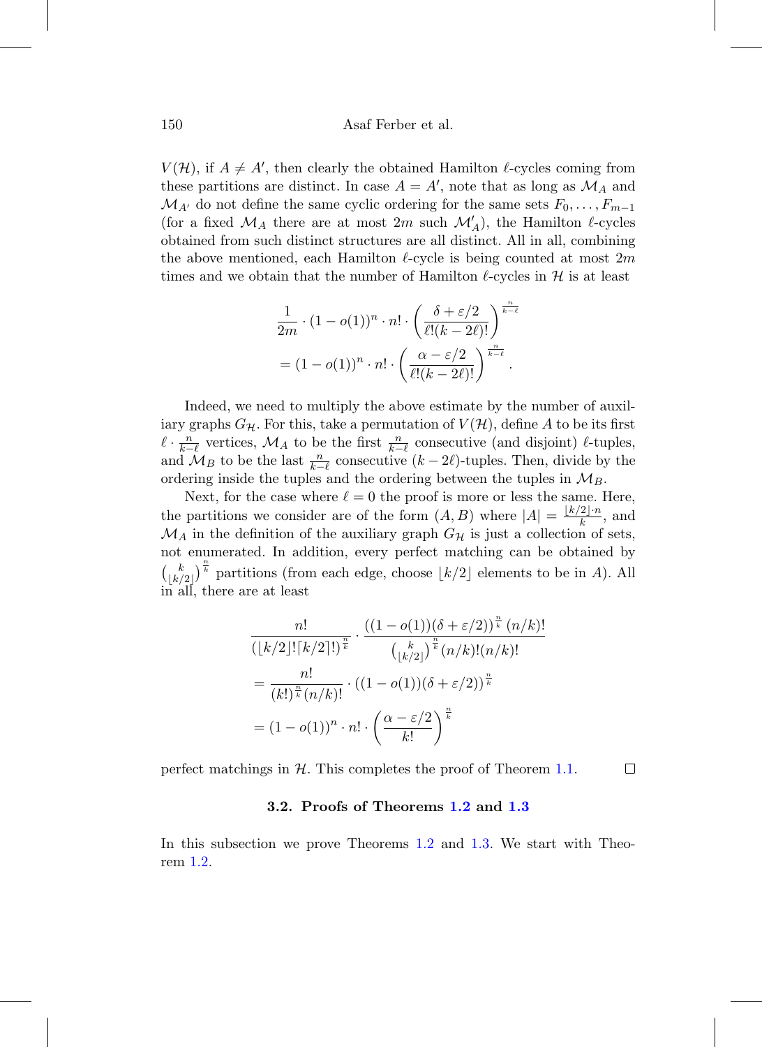$V(\mathcal{H})$, if $A \neq A'$, then clearly the obtained Hamilton $\ell$-cycles coming from these partitions are distinct. In case $A = A'$, note that as long as $\mathcal{M}_A$ and $\mathcal{M}_{A'}$ do not define the same cyclic ordering for the same sets $F_0, \ldots, F_{m-1}$ (for a fixed $\mathcal{M}_A$ there are at most $2m$ such $\mathcal{M}'_A$), the Hamilton $\ell$-cycles obtained from such distinct structures are all distinct. All in all, combining the above mentioned, each Hamilton $\ell$-cycle is being counted at most $2m$ times and we obtain that the number of Hamilton $\ell$-cycles in $\mathcal{H}$ is at least

$$
\begin{aligned}
&\frac{1}{2m} \cdot (1 - o(1))^n \cdot n! \cdot \left( \frac{\delta + \varepsilon/2}{\ell!(k - 2\ell)!} \right)^{\frac{n}{k-\ell}} \\
&= (1 - o(1))^n \cdot n! \cdot \left( \frac{\alpha - \varepsilon/2}{\ell!(k - 2\ell)!} \right)^{\frac{n}{k-\ell}}.
\end{aligned}
$$

Indeed, we need to multiply the above estimate by the number of auxiliary graphs $G_{\mathcal{H}}$. For this, take a permutation of $V(\mathcal{H})$, define $A$ to be its first $\ell \cdot \frac{n}{k-\ell}$ vertices, $\mathcal{M}_A$ to be the first $\frac{n}{k-\ell}$ consecutive (and disjoint) $\ell$-tuples, and $\mathcal{M}_B$ to be the last $\frac{n}{k-\ell}$ consecutive $(k-2\ell)$-tuples. Then, divide by the ordering inside the tuples and the ordering between the tuples in $\mathcal{M}_B$.

Next, for the case where $\ell = 0$ the proof is more or less the same. Here, the partitions we consider are of the form $(A, B)$ where $|A| = \frac{\lfloor k/2 \rfloor \cdot n}{k}$, and $\mathcal{M}_A$ in the definition of the auxiliary graph $G_{\mathcal{H}}$ is just a collection of sets, not enumerated. In addition, every perfect matching can be obtained by $\binom{k}{\lfloor k/2 \rfloor}^{\frac{n}{k}}$ partitions (from each edge, choose $\lfloor k/2 \rfloor$ elements to be in $A$). All in all, there are at least

$$
\begin{aligned}
&\frac{n!}{(\lfloor k/2 \rfloor! \lceil k/2 \rceil!)^{\frac{n}{k}}} \cdot \frac{((1 - o(1))(\delta + \varepsilon/2))^{\frac{n}{k}} (n/k)!}{\binom{k}{\lfloor k/2 \rfloor}^{\frac{n}{k}} (n/k)!(n/k)!} \\
&= \frac{n!}{(k!)^{\frac{n}{k}} (n/k)!} \cdot ((1 - o(1))(\delta + \varepsilon/2))^{\frac{n}{k}} \\
&= (1 - o(1))^n \cdot n! \cdot \left( \frac{\alpha - \varepsilon/2}{k!} \right)^{\frac{n}{k}}
\end{aligned}
$$

perfect matchings in $\mathcal{H}$. This completes the proof of Theorem 1.1. $\square$

### 3.2. Proofs of Theorems 1.2 and 1.3

In this subsection we prove Theorems 1.2 and 1.3. We start with Theorem 1.2.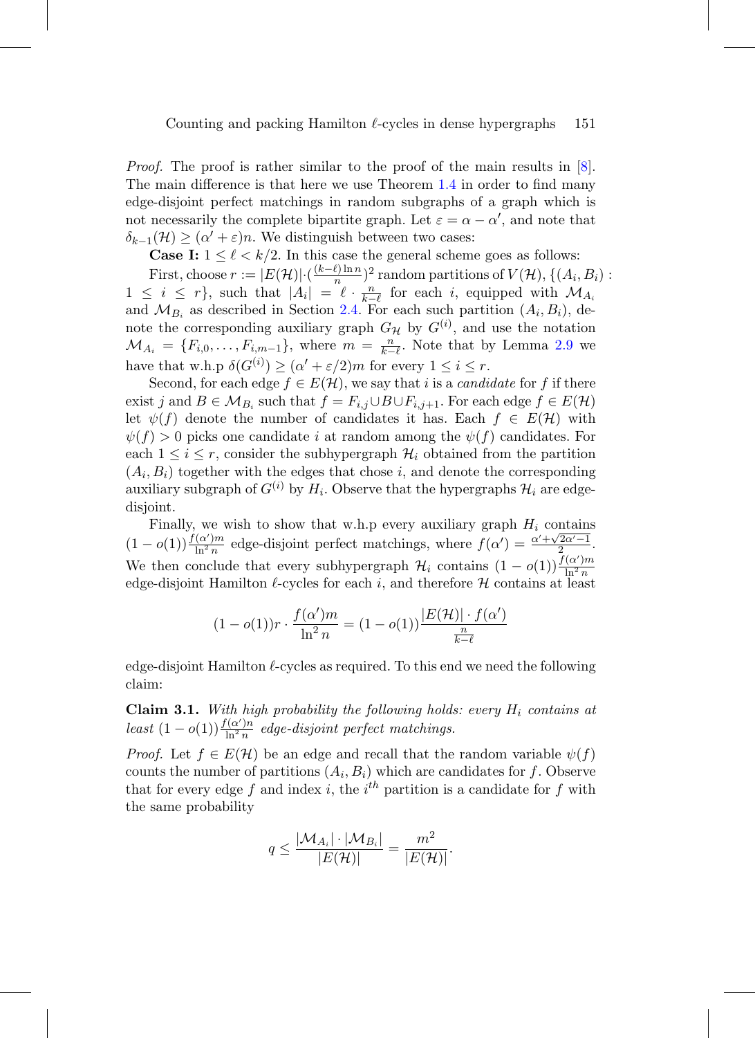*Proof.* The proof is rather similar to the proof of the main results in [8]. The main difference is that here we use Theorem 1.4 in order to find many edge-disjoint perfect matchings in random subgraphs of a graph which is not necessarily the complete bipartite graph. Let $\varepsilon = \alpha - \alpha'$, and note that $\delta_{k-1}(\mathcal{H}) \geq (\alpha' + \varepsilon)n$. We distinguish between two cases:

**Case I:** $1 \leq \ell < k/2$. In this case the general scheme goes as follows:

First, choose $r := |E(\mathcal{H})| \cdot (\frac{(k-\ell)\ln n}{n})^2$ random partitions of $V(\mathcal{H})$, $\{(A_i, B_i) : 1 \leq i \leq r\}$, such that $|A_i| = \ell \cdot \frac{n}{k-\ell}$ for each $i$, equipped with $\mathcal{M}_{A_i}$ and $\mathcal{M}_{B_i}$ as described in Section 2.4. For each such partition $(A_i, B_i)$, denote the corresponding auxiliary graph $G_{\mathcal{H}}$ by $G^{(i)}$, and use the notation $\mathcal{M}_{A_i} = \{F_{i,0}, \dots, F_{i,m-1}\}$, where $m = \frac{n}{k-\ell}$. Note that by Lemma 2.9 we have that w.h.p $\delta(G^{(i)}) \geq (\alpha' + \varepsilon/2)m$ for every $1 \leq i \leq r$.

Second, for each edge $f \in E(\mathcal{H})$, we say that $i$ is a *candidate* for $f$ if there exist $j$ and $B \in \mathcal{M}_{B_i}$ such that $f = F_{i,j} \cup B \cup F_{i,j+1}$. For each edge $f \in E(\mathcal{H})$ let $\psi(f)$ denote the number of candidates it has. Each $f \in E(\mathcal{H})$ with $\psi(f) > 0$ picks one candidate $i$ at random among the $\psi(f)$ candidates. For each $1 \leq i \leq r$, consider the subhypergraph $\mathcal{H}_i$ obtained from the partition $(A_i, B_i)$ together with the edges that chose $i$, and denote the corresponding auxiliary subgraph of $G^{(i)}$ by $H_i$. Observe that the hypergraphs $\mathcal{H}_i$ are edge-disjoint.

Finally, we wish to show that w.h.p every auxiliary graph $H_i$ contains $(1 - o(1))\frac{f(\alpha')m}{\ln^2 n}$ edge-disjoint perfect matchings, where $f(\alpha') = \frac{\alpha' + \sqrt{2\alpha' - 1}}{2}$. We then conclude that every subhypergraph $\mathcal{H}_i$ contains $(1 - o(1))\frac{f(\alpha')m}{\ln^2 n}$ edge-disjoint Hamilton $\ell$-cycles for each $i$, and therefore $\mathcal{H}$ contains at least

$$(1 - o(1))r \cdot \frac{f(\alpha')m}{\ln^2 n} = (1 - o(1))\frac{|E(\mathcal{H})| \cdot f(\alpha')}{\frac{n}{k-\ell}}$$

edge-disjoint Hamilton $\ell$-cycles as required. To this end we need the following claim:

**Claim 3.1.** *With high probability the following holds: every $H_i$ contains at least $(1 - o(1))\frac{f(\alpha')n}{\ln^2 n}$ edge-disjoint perfect matchings.*

*Proof.* Let $f \in E(\mathcal{H})$ be an edge and recall that the random variable $\psi(f)$ counts the number of partitions $(A_i, B_i)$ which are candidates for $f$. Observe that for every edge $f$ and index $i$, the $i^{th}$ partition is a candidate for $f$ with the same probability

$$q \leq \frac{|\mathcal{M}_{A_i}| \cdot |\mathcal{M}_{B_i}|}{|E(\mathcal{H})|} = \frac{m^2}{|E(\mathcal{H})|}.$$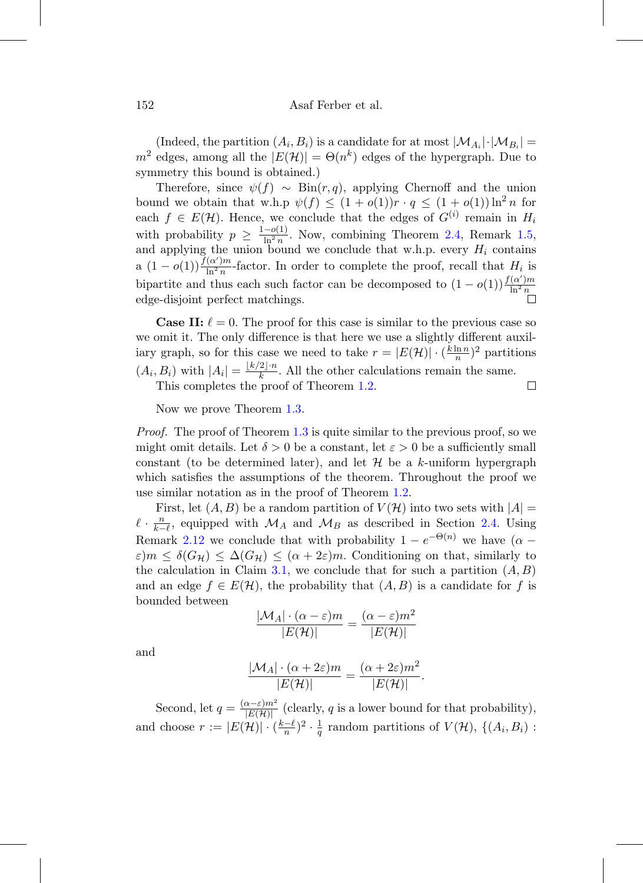(Indeed, the partition $(A_i, B_i)$ is a candidate for at most $|\mathcal{M}_{A_i}|\cdot|\mathcal{M}_{B_i}| = m^2$ edges, among all the $|E(\mathcal{H})| = \Theta(n^k)$ edges of the hypergraph. Due to symmetry this bound is obtained.)

Therefore, since $\psi(f) \sim \text{Bin}(r, q)$, applying Chernoff and the union bound we obtain that w.h.p $\psi(f) \leq (1+o(1))r \cdot q \leq (1+o(1)) \ln^2 n$ for each $f \in E(\mathcal{H})$. Hence, we conclude that the edges of $G^{(i)}$ remain in $H_i$ with probability $p \geq \frac{1-o(1)}{\ln^2 n}$. Now, combining Theorem 2.4, Remark 1.5, and applying the union bound we conclude that w.h.p. every $H_i$ contains a $(1-o(1))\frac{f(\alpha')m}{\ln^2 n}$-factor. In order to complete the proof, recall that $H_i$ is bipartite and thus each such factor can be decomposed to $(1-o(1))\frac{f(\alpha')m}{\ln^2 n}$ edge-disjoint perfect matchings. □

**Case II:** $\ell = 0$. The proof for this case is similar to the previous case so we omit it. The only difference is that here we use a slightly different auxiliary graph, so for this case we need to take $r = |E(\mathcal{H})| \cdot (\frac{k \ln n}{n})^2$ partitions $(A_i, B_i)$ with $|A_i| = \frac{\lfloor k/2 \rfloor \cdot n}{k}$. All the other calculations remain the same.

This completes the proof of Theorem 1.2. □

Now we prove Theorem 1.3.

*Proof.* The proof of Theorem 1.3 is quite similar to the previous proof, so we might omit details. Let $\delta > 0$ be a constant, let $\varepsilon > 0$ be a sufficiently small constant (to be determined later), and let $\mathcal{H}$ be a $k$-uniform hypergraph which satisfies the assumptions of the theorem. Throughout the proof we use similar notation as in the proof of Theorem 1.2.

First, let $(A, B)$ be a random partition of $V(\mathcal{H})$ into two sets with $|A| = \ell \cdot \frac{n}{k-\ell}$, equipped with $\mathcal{M}_A$ and $\mathcal{M}_B$ as described in Section 2.4. Using Remark 2.12 we conclude that with probability $1 - e^{-\Theta(n)}$ we have $(\alpha - \varepsilon)m \leq \delta(G_{\mathcal{H}}) \leq \Delta(G_{\mathcal{H}}) \leq (\alpha + 2\varepsilon)m$. Conditioning on that, similarly to the calculation in Claim 3.1, we conclude that for such a partition $(A, B)$ and an edge $f \in E(\mathcal{H})$, the probability that $(A, B)$ is a candidate for $f$ is bounded between

$$\frac{|\mathcal{M}_A| \cdot (\alpha - \varepsilon)m}{|E(\mathcal{H})|} = \frac{(\alpha - \varepsilon)m^2}{|E(\mathcal{H})|}$$

and

$$\frac{|\mathcal{M}_A| \cdot (\alpha + 2\varepsilon)m}{|E(\mathcal{H})|} = \frac{(\alpha + 2\varepsilon)m^2}{|E(\mathcal{H})|}.$$

Second, let $q = \frac{(\alpha-\varepsilon)m^2}{|E(\mathcal{H})|}$ (clearly, $q$ is a lower bound for that probability), and choose $r := |E(\mathcal{H})| \cdot (\frac{k-\ell}{n})^2 \cdot \frac{1}{q}$ random partitions of $V(\mathcal{H})$, $\{(A_i, B_i) :$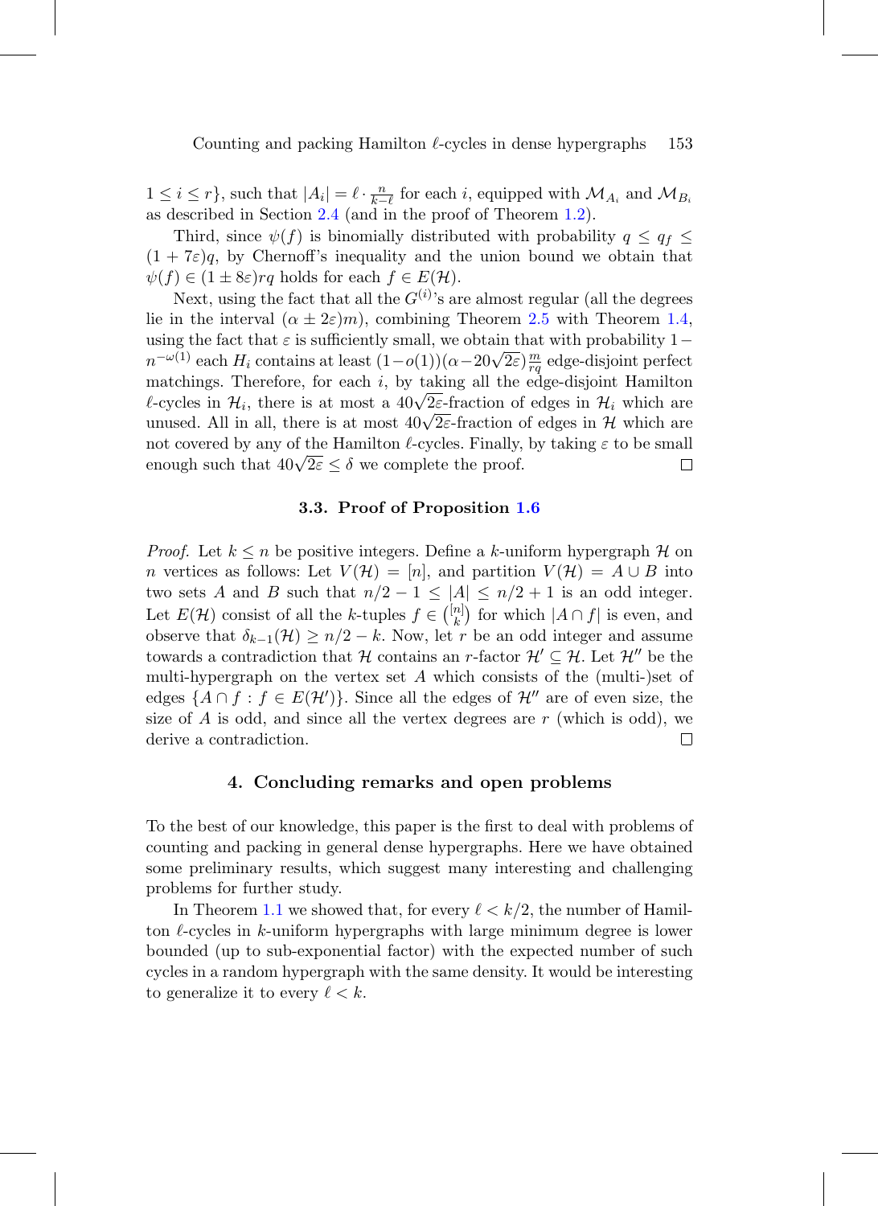$1 \leq i \leq r\}$, such that $|A_i| = \ell \cdot \frac{n}{k-\ell}$ for each $i$, equipped with $\mathcal{M}_{A_i}$ and $\mathcal{M}_{B_i}$ as described in Section 2.4 (and in the proof of Theorem 1.2).

Third, since $\psi(f)$ is binomially distributed with probability $q \leq q_f \leq (1+7\varepsilon)q$, by Chernoff's inequality and the union bound we obtain that $\psi(f) \in (1 \pm 8\varepsilon)rq$ holds for each $f \in E(\mathcal{H})$.

Next, using the fact that all the $G^{(i)}$'s are almost regular (all the degrees lie in the interval $(\alpha \pm 2\varepsilon)m$), combining Theorem 2.5 with Theorem 1.4, using the fact that $\varepsilon$ is sufficiently small, we obtain that with probability $1 - n^{-\omega(1)}$ each $H_i$ contains at least $(1-o(1))(\alpha - 20\sqrt{2\varepsilon})\frac{m}{rq}$ edge-disjoint perfect matchings. Therefore, for each $i$, by taking all the edge-disjoint Hamilton $\ell$-cycles in $\mathcal{H}_i$, there is at most a $40\sqrt{2\varepsilon}$-fraction of edges in $\mathcal{H}_i$ which are unused. All in all, there is at most $40\sqrt{2\varepsilon}$-fraction of edges in $\mathcal{H}$ which are not covered by any of the Hamilton $\ell$-cycles. Finally, by taking $\varepsilon$ to be small enough such that $40\sqrt{2\varepsilon} \leq \delta$ we complete the proof. □

### 3.3. Proof of Proposition 1.6

*Proof.* Let $k \leq n$ be positive integers. Define a $k$-uniform hypergraph $\mathcal{H}$ on $n$ vertices as follows: Let $V(\mathcal{H}) = [n]$, and partition $V(\mathcal{H}) = A \cup B$ into two sets $A$ and $B$ such that $n/2 - 1 \leq |A| \leq n/2 + 1$ is an odd integer. Let $E(\mathcal{H})$ consist of all the $k$-tuples $f \in \binom{[n]}{k}$ for which $|A \cap f|$ is even, and observe that $\delta_{k-1}(\mathcal{H}) \geq n/2 - k$. Now, let $r$ be an odd integer and assume towards a contradiction that $\mathcal{H}$ contains an $r$-factor $\mathcal{H}' \subseteq \mathcal{H}$. Let $\mathcal{H}''$ be the multi-hypergraph on the vertex set $A$ which consists of the (multi-)set of edges $\{A \cap f : f \in E(\mathcal{H}')\}$. Since all the edges of $\mathcal{H}''$ are of even size, the size of $A$ is odd, and since all the vertex degrees are $r$ (which is odd), we derive a contradiction. □

## 4. Concluding remarks and open problems

To the best of our knowledge, this paper is the first to deal with problems of counting and packing in general dense hypergraphs. Here we have obtained some preliminary results, which suggest many interesting and challenging problems for further study.

In Theorem 1.1 we showed that, for every $\ell < k/2$, the number of Hamilton $\ell$-cycles in $k$-uniform hypergraphs with large minimum degree is lower bounded (up to sub-exponential factor) with the expected number of such cycles in a random hypergraph with the same density. It would be interesting to generalize it to every $\ell < k$.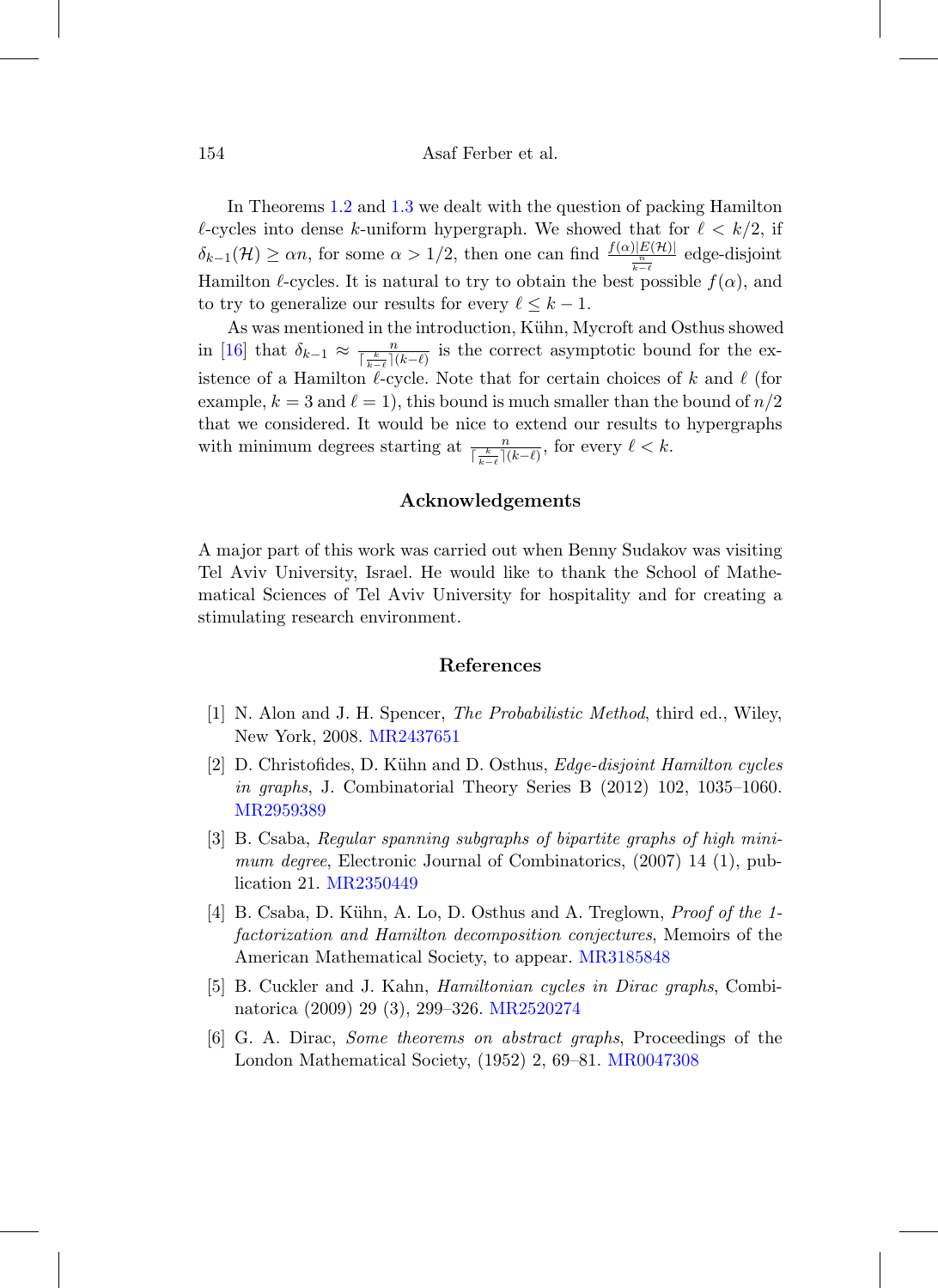In Theorems 1.2 and 1.3 we dealt with the question of packing Hamilton $\ell$-cycles into dense $k$-uniform hypergraph. We showed that for $\ell < k/2$, if $\delta_{k-1}(\mathcal{H}) \geq \alpha n$, for some $\alpha > 1/2$, then one can find $\frac{f(\alpha)|E(\mathcal{H})|}{\frac{n}{k-\ell}}$ edge-disjoint Hamilton $\ell$-cycles. It is natural to try to obtain the best possible $f(\alpha)$, and to try to generalize our results for every $\ell \leq k-1$.

As was mentioned in the introduction, Kühn, Mycroft and Osthus showed in [16] that $\delta_{k-1} \approx \frac{n}{\lceil \frac{k}{k-\ell} \rceil (k-\ell)}$ is the correct asymptotic bound for the existence of a Hamilton $\ell$-cycle. Note that for certain choices of $k$ and $\ell$ (for example, $k = 3$ and $\ell = 1$), this bound is much smaller than the bound of $n/2$ that we considered. It would be nice to extend our results to hypergraphs with minimum degrees starting at $\frac{n}{\lceil \frac{k}{k-\ell} \rceil (k-\ell)}$, for every $\ell < k$.

## Acknowledgements

A major part of this work was carried out when Benny Sudakov was visiting Tel Aviv University, Israel. He would like to thank the School of Mathematical Sciences of Tel Aviv University for hospitality and for creating a stimulating research environment.

## References

[1] N. Alon and J. H. Spencer, *The Probabilistic Method*, third ed., Wiley, New York, 2008. MR2437651

[2] D. Christofides, D. Kühn and D. Osthus, *Edge-disjoint Hamilton cycles in graphs*, J. Combinatorial Theory Series B (2012) 102, 1035–1060. MR2959389

[3] B. Csaba, *Regular spanning subgraphs of bipartite graphs of high minimum degree*, Electronic Journal of Combinatorics, (2007) 14 (1), publication 21. MR2350449

[4] B. Csaba, D. Kühn, A. Lo, D. Osthus and A. Treglown, *Proof of the 1-factorization and Hamilton decomposition conjectures*, Memoirs of the American Mathematical Society, to appear. MR3185848

[5] B. Cuckler and J. Kahn, *Hamiltonian cycles in Dirac graphs*, Combinatorica (2009) 29 (3), 299–326. MR2520274

[6] G. A. Dirac, *Some theorems on abstract graphs*, Proceedings of the London Mathematical Society, (1952) 2, 69–81. MR0047308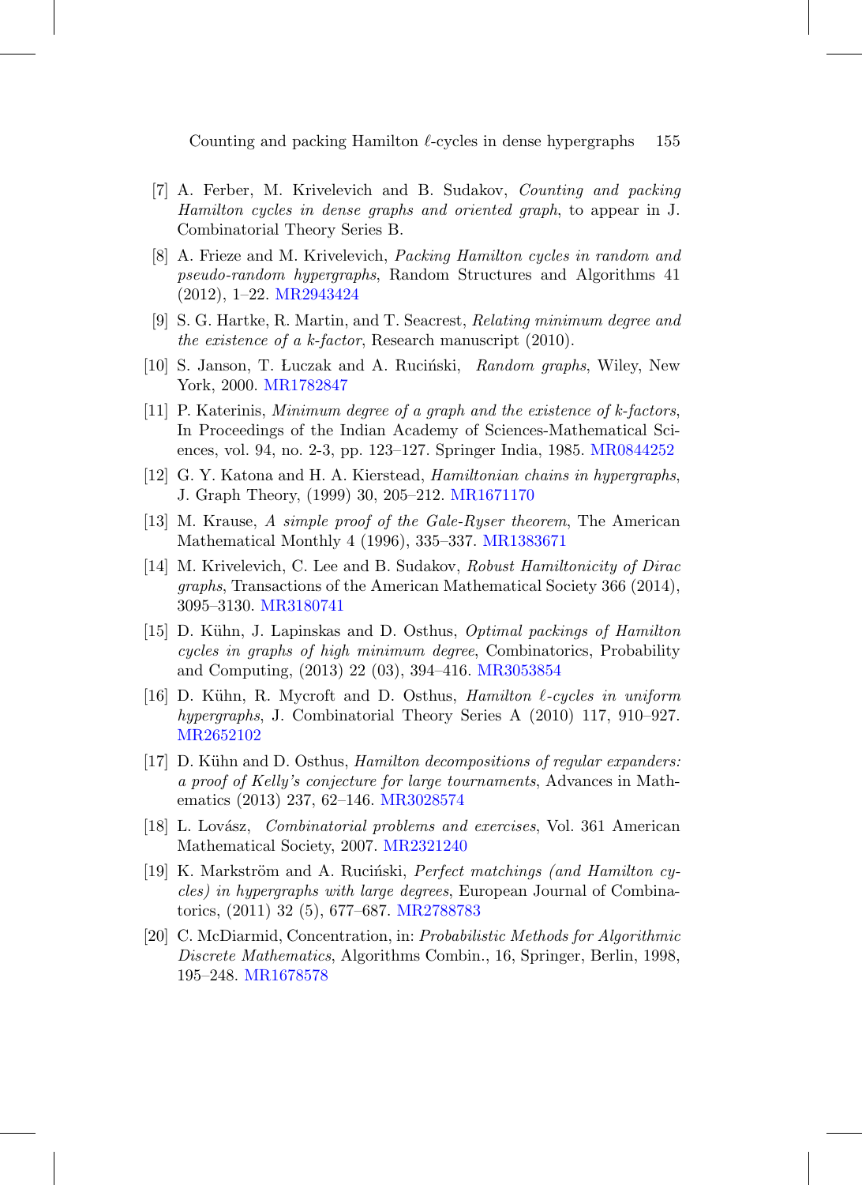[7] A. Ferber, M. Krivelevich and B. Sudakov, *Counting and packing Hamilton cycles in dense graphs and oriented graph*, to appear in J. Combinatorial Theory Series B.

[8] A. Frieze and M. Krivelevich, *Packing Hamilton cycles in random and pseudo-random hypergraphs*, Random Structures and Algorithms 41 (2012), 1–22. MR2943424

[9] S. G. Hartke, R. Martin, and T. Seacrest, *Relating minimum degree and the existence of a k-factor*, Research manuscript (2010).

[10] S. Janson, T. Łuczak and A. Ruciński, *Random graphs*, Wiley, New York, 2000. MR1782847

[11] P. Katerinis, *Minimum degree of a graph and the existence of k-factors*, In Proceedings of the Indian Academy of Sciences-Mathematical Sciences, vol. 94, no. 2-3, pp. 123–127. Springer India, 1985. MR0844252

[12] G. Y. Katona and H. A. Kierstead, *Hamiltonian chains in hypergraphs*, J. Graph Theory, (1999) 30, 205–212. MR1671170

[13] M. Krause, *A simple proof of the Gale-Ryser theorem*, The American Mathematical Monthly 4 (1996), 335–337. MR1383671

[14] M. Krivelevich, C. Lee and B. Sudakov, *Robust Hamiltonicity of Dirac graphs*, Transactions of the American Mathematical Society 366 (2014), 3095–3130. MR3180741

[15] D. Kühn, J. Lapinskas and D. Osthus, *Optimal packings of Hamilton cycles in graphs of high minimum degree*, Combinatorics, Probability and Computing, (2013) 22 (03), 394–416. MR3053854

[16] D. Kühn, R. Mycroft and D. Osthus, *Hamilton ℓ-cycles in uniform hypergraphs*, J. Combinatorial Theory Series A (2010) 117, 910–927. MR2652102

[17] D. Kühn and D. Osthus, *Hamilton decompositions of regular expanders: a proof of Kelly's conjecture for large tournaments*, Advances in Mathematics (2013) 237, 62–146. MR3028574

[18] L. Lovász, *Combinatorial problems and exercises*, Vol. 361 American Mathematical Society, 2007. MR2321240

[19] K. Markström and A. Ruciński, *Perfect matchings (and Hamilton cycles) in hypergraphs with large degrees*, European Journal of Combinatorics, (2011) 32 (5), 677–687. MR2788783

[20] C. McDiarmid, Concentration, in: *Probabilistic Methods for Algorithmic Discrete Mathematics*, Algorithms Combin., 16, Springer, Berlin, 1998, 195–248. MR1678578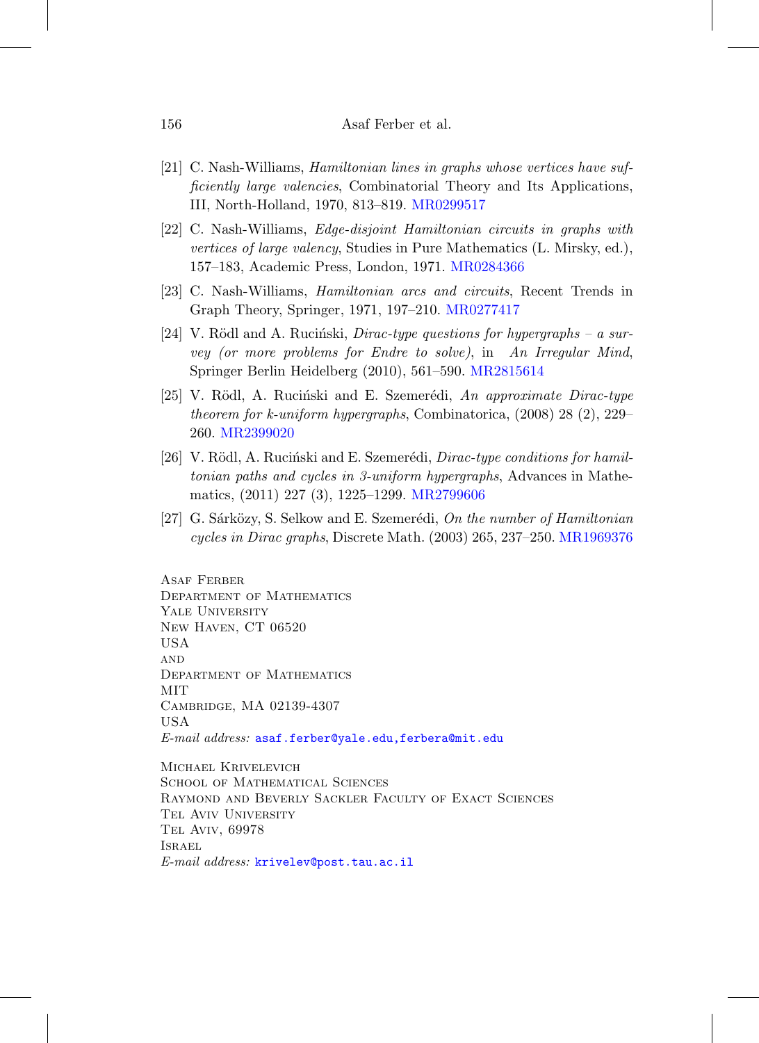[21] C. Nash-Williams, *Hamiltonian lines in graphs whose vertices have sufficiently large valencies*, Combinatorial Theory and Its Applications, III, North-Holland, 1970, 813–819. MR0299517

[22] C. Nash-Williams, *Edge-disjoint Hamiltonian circuits in graphs with vertices of large valency*, Studies in Pure Mathematics (L. Mirsky, ed.), 157–183, Academic Press, London, 1971. MR0284366

[23] C. Nash-Williams, *Hamiltonian arcs and circuits*, Recent Trends in Graph Theory, Springer, 1971, 197–210. MR0277417

[24] V. Rödl and A. Ruciński, *Dirac-type questions for hypergraphs – a survey (or more problems for Endre to solve)*, in *An Irregular Mind*, Springer Berlin Heidelberg (2010), 561–590. MR2815614

[25] V. Rödl, A. Ruciński and E. Szemerédi, *An approximate Dirac-type theorem for k-uniform hypergraphs*, Combinatorica, (2008) 28 (2), 229–260. MR2399020

[26] V. Rödl, A. Ruciński and E. Szemerédi, *Dirac-type conditions for hamiltonian paths and cycles in 3-uniform hypergraphs*, Advances in Mathematics, (2011) 227 (3), 1225–1299. MR2799606

[27] G. Sárközy, S. Selkow and E. Szemerédi, *On the number of Hamiltonian cycles in Dirac graphs*, Discrete Math. (2003) 265, 237–250. MR1969376

Asaf Ferber
Department of Mathematics
Yale University
New Haven, CT 06520
USA
and
Department of Mathematics
MIT
Cambridge, MA 02139-4307
USA
*E-mail address:* asaf.ferber@yale.edu,ferbera@mit.edu

Michael Krivelevich
School of Mathematical Sciences
Raymond and Beverly Sackler Faculty of Exact Sciences
Tel Aviv University
Tel Aviv, 69978
Israel
*E-mail address:* krivelev@post.tau.ac.il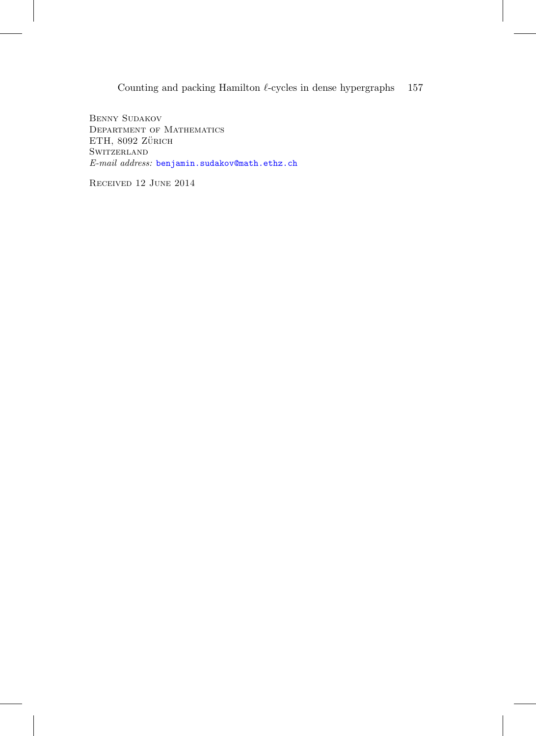Benny Sudakov
Department of Mathematics
ETH, 8092 Zürich
Switzerland
*E-mail address:* benjamin.sudakov@math.ethz.ch

Received 12 June 2014